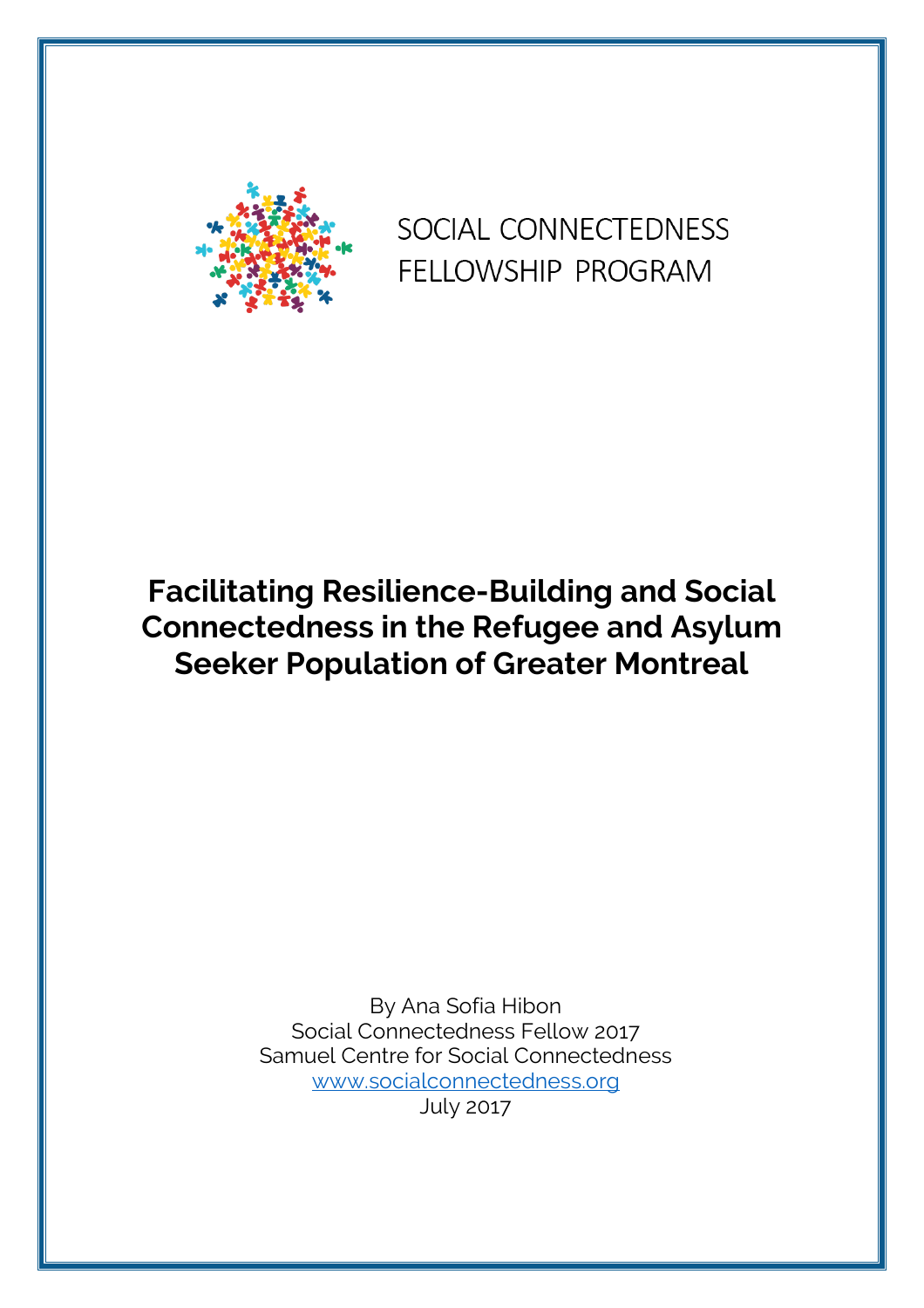SOCIAL CONNECTEDNESS FELLOWSHIP PROGRAM

# Facilitating Resilience-Building and Social Connectedness in the Refugee and Asylum Seeker Population of Greater Montreal

By Ana Sofia Hibon
Social Connectedness Fellow 2017
Samuel Centre for Social Connectedness
www.socialconnectedness.org
July 2017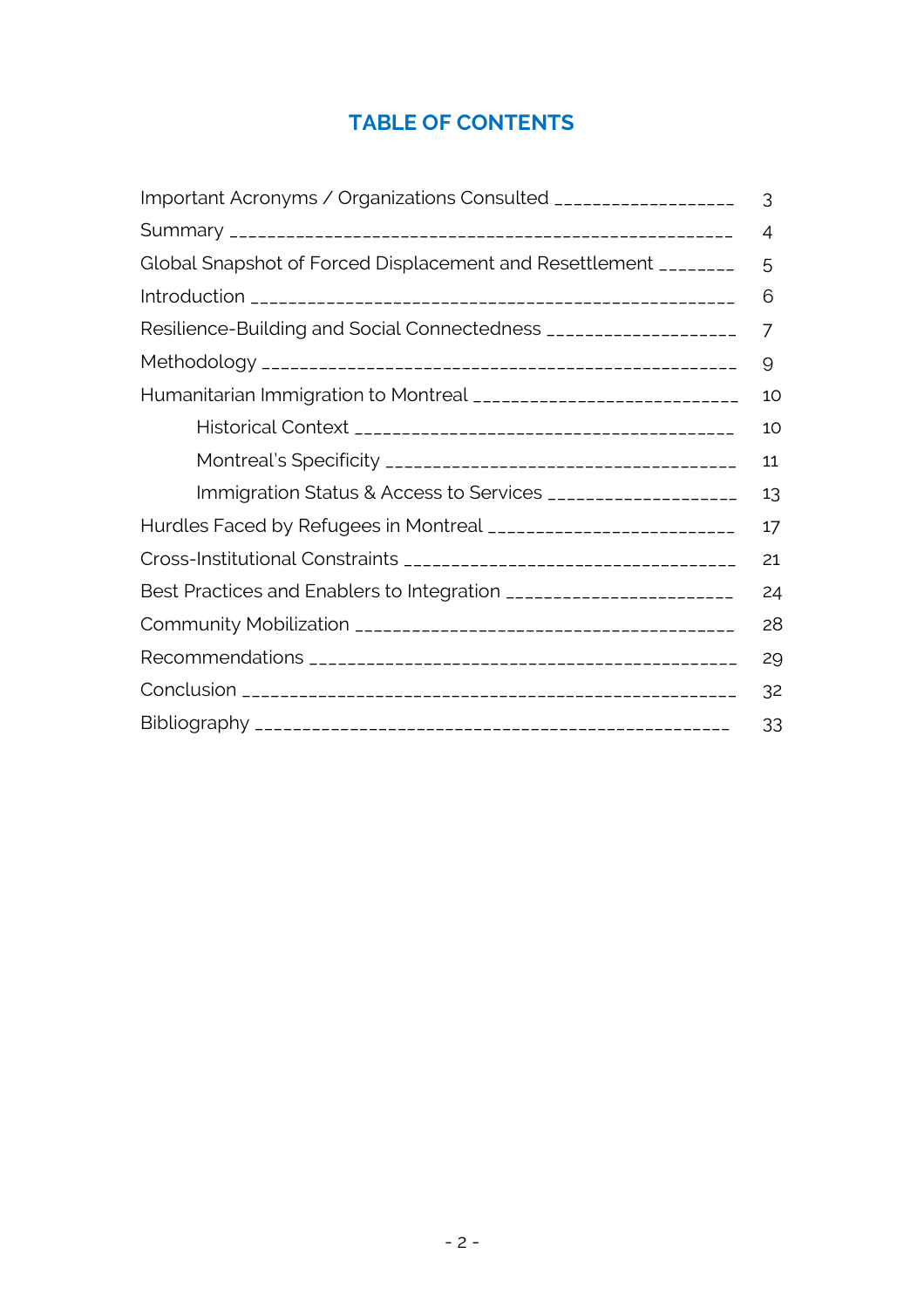# TABLE OF CONTENTS

| | |
|---|---|
| Important Acronyms / Organizations Consulted | 3 |
| Summary | 4 |
| Global Snapshot of Forced Displacement and Resettlement | 5 |
| Introduction | 6 |
| Resilience-Building and Social Connectedness | 7 |
| Methodology | 9 |
| Humanitarian Immigration to Montreal | 10 |
| &nbsp;&nbsp;&nbsp;&nbsp;Historical Context | 10 |
| &nbsp;&nbsp;&nbsp;&nbsp;Montreal's Specificity | 11 |
| &nbsp;&nbsp;&nbsp;&nbsp;Immigration Status & Access to Services | 13 |
| Hurdles Faced by Refugees in Montreal | 17 |
| Cross-Institutional Constraints | 21 |
| Best Practices and Enablers to Integration | 24 |
| Community Mobilization | 28 |
| Recommendations | 29 |
| Conclusion | 32 |
| Bibliography | 33 |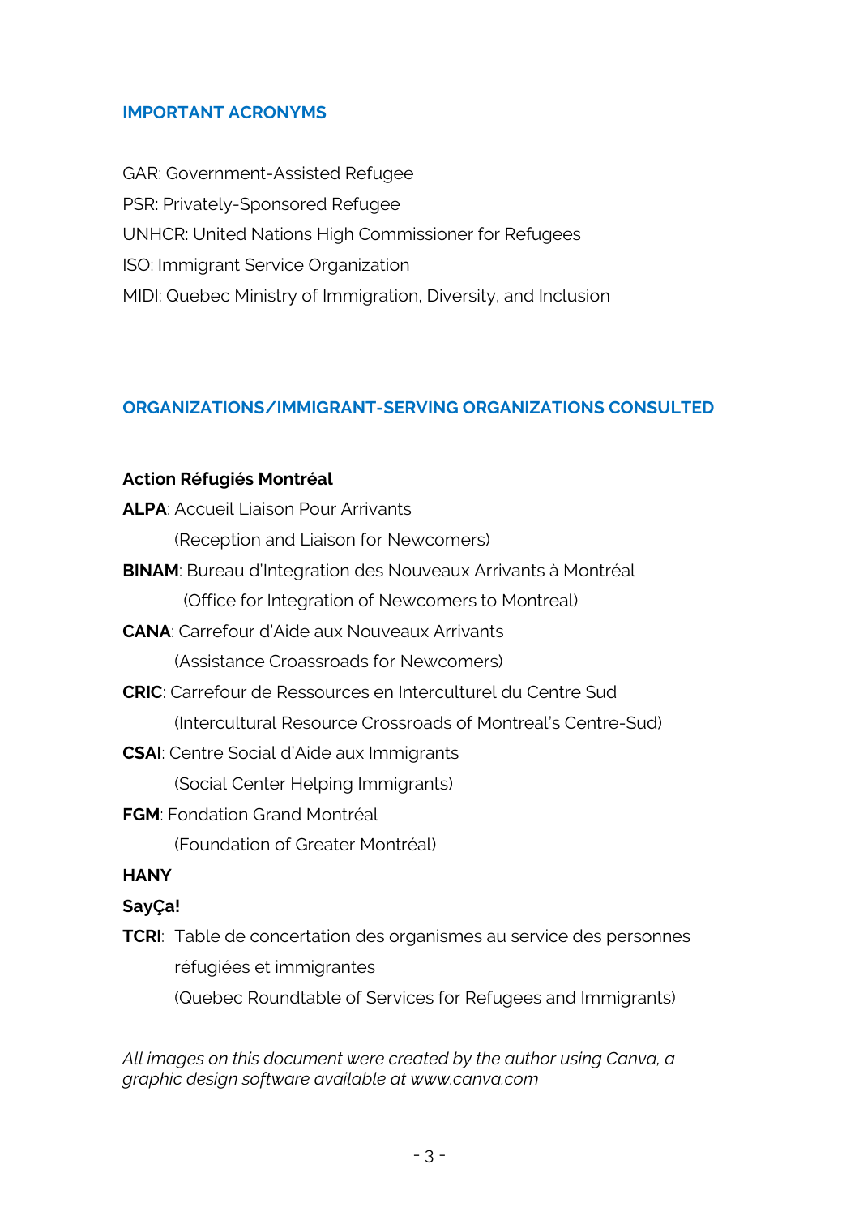## IMPORTANT ACRONYMS

GAR: Government-Assisted Refugee
PSR: Privately-Sponsored Refugee
UNHCR: United Nations High Commissioner for Refugees
ISO: Immigrant Service Organization
MIDI: Quebec Ministry of Immigration, Diversity, and Inclusion

## ORGANIZATIONS/IMMIGRANT-SERVING ORGANIZATIONS CONSULTED

**Action Réfugiés Montréal**

**ALPA**: Accueil Liaison Pour Arrivants
(Reception and Liaison for Newcomers)

**BINAM**: Bureau d'Integration des Nouveaux Arrivants à Montréal
(Office for Integration of Newcomers to Montreal)

**CANA**: Carrefour d'Aide aux Nouveaux Arrivants
(Assistance Croassroads for Newcomers)

**CRIC**: Carrefour de Ressources en Interculturel du Centre Sud
(Intercultural Resource Crossroads of Montreal's Centre-Sud)

**CSAI**: Centre Social d'Aide aux Immigrants
(Social Center Helping Immigrants)

**FGM**: Fondation Grand Montréal
(Foundation of Greater Montréal)

**HANY**

**SayÇa!**

**TCRI**: Table de concertation des organismes au service des personnes réfugiées et immigrantes
(Quebec Roundtable of Services for Refugees and Immigrants)

*All images on this document were created by the author using Canva, a graphic design software available at www.canva.com*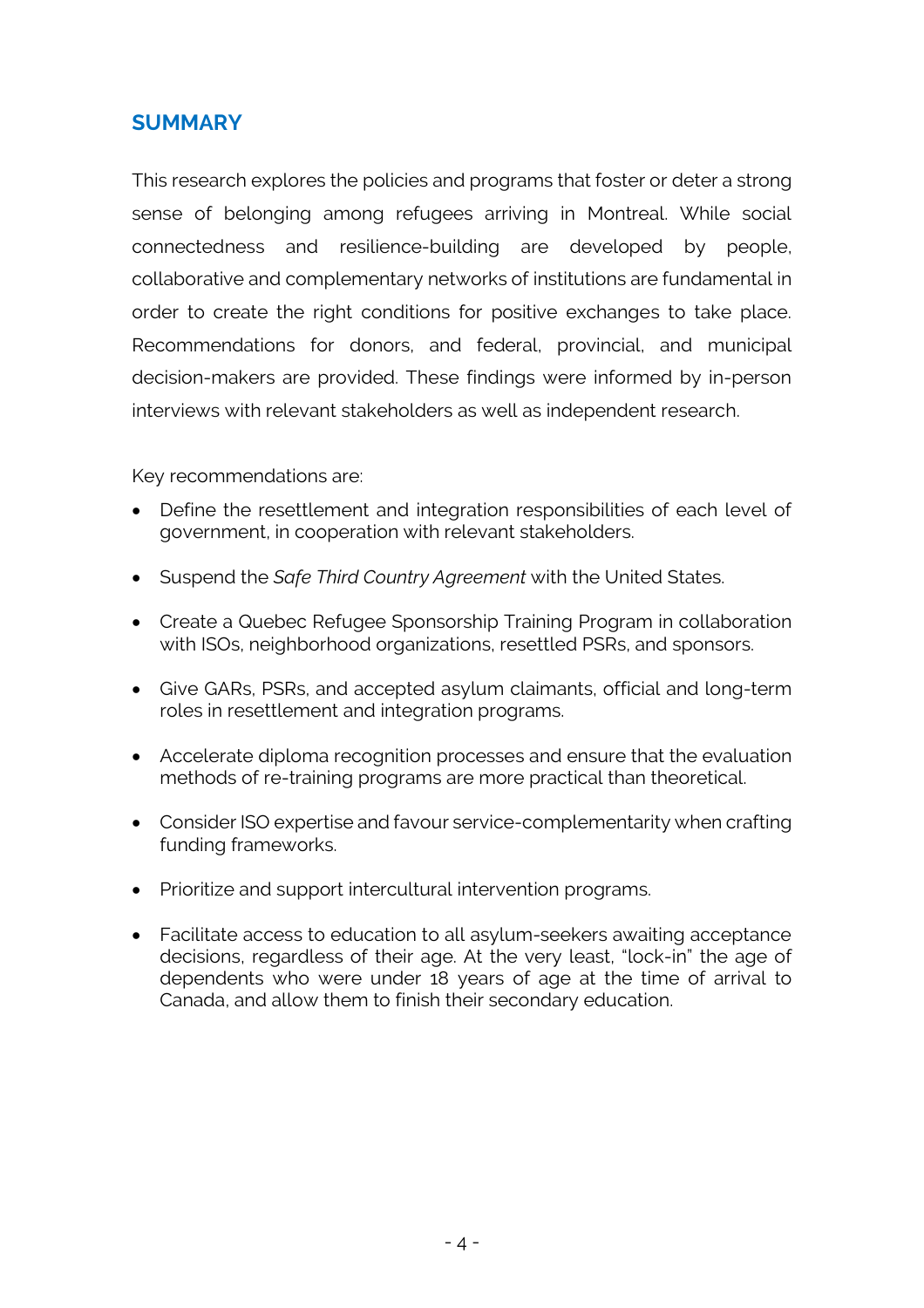## SUMMARY

This research explores the policies and programs that foster or deter a strong sense of belonging among refugees arriving in Montreal. While social connectedness and resilience-building are developed by people, collaborative and complementary networks of institutions are fundamental in order to create the right conditions for positive exchanges to take place. Recommendations for donors, and federal, provincial, and municipal decision-makers are provided. These findings were informed by in-person interviews with relevant stakeholders as well as independent research.

Key recommendations are:

- Define the resettlement and integration responsibilities of each level of government, in cooperation with relevant stakeholders.
- Suspend the *Safe Third Country Agreement* with the United States.
- Create a Quebec Refugee Sponsorship Training Program in collaboration with ISOs, neighborhood organizations, resettled PSRs, and sponsors.
- Give GARs, PSRs, and accepted asylum claimants, official and long-term roles in resettlement and integration programs.
- Accelerate diploma recognition processes and ensure that the evaluation methods of re-training programs are more practical than theoretical.
- Consider ISO expertise and favour service-complementarity when crafting funding frameworks.
- Prioritize and support intercultural intervention programs.
- Facilitate access to education to all asylum-seekers awaiting acceptance decisions, regardless of their age. At the very least, "lock-in" the age of dependents who were under 18 years of age at the time of arrival to Canada, and allow them to finish their secondary education.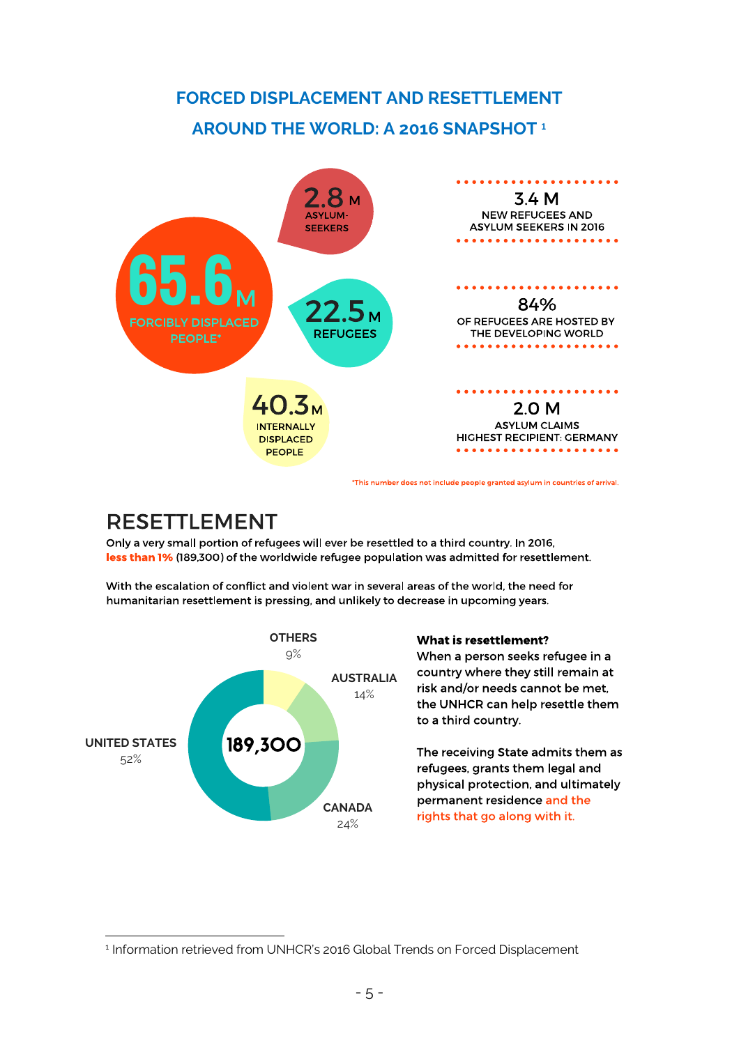## FORCED DISPLACEMENT AND RESETTLEMENT AROUND THE WORLD: A 2016 SNAPSHOT [1]

**65.6 M** FORCIBLY DISPLACED PEOPLE*

**2.8 M** ASYLUM-SEEKERS

**22.5 M** REFUGEES

**40.3 M** INTERNALLY DISPLACED PEOPLE

**3.4 M** NEW REFUGEES AND ASYLUM SEEKERS IN 2016

**84%** OF REFUGEES ARE HOSTED BY THE DEVELOPING WORLD

**2.0 M** ASYLUM CLAIMS HIGHEST RECIPIENT: GERMANY

*This number does not include people granted asylum in countries of arrival.

## RESETTLEMENT

Only a very small portion of refugees will ever be resettled to a third country. In 2016, **less than 1%** (189,300) of the worldwide refugee population was admitted for resettlement.

With the escalation of conflict and violent war in several areas of the world, the need for humanitarian resettlement is pressing, and unlikely to decrease in upcoming years.

**189,300**

| Country | Share |
|---|---|
| UNITED STATES | 52% |
| CANADA | 24% |
| AUSTRALIA | 14% |
| OTHERS | 9% |

**What is resettlement?**
When a person seeks refugee in a country where they still remain at risk and/or needs cannot be met, the UNHCR can help resettle them to a third country.

The receiving State admits them as refugees, grants them legal and physical protection, and ultimately permanent residence and the rights that go along with it.

[1] Information retrieved from UNHCR's 2016 Global Trends on Forced Displacement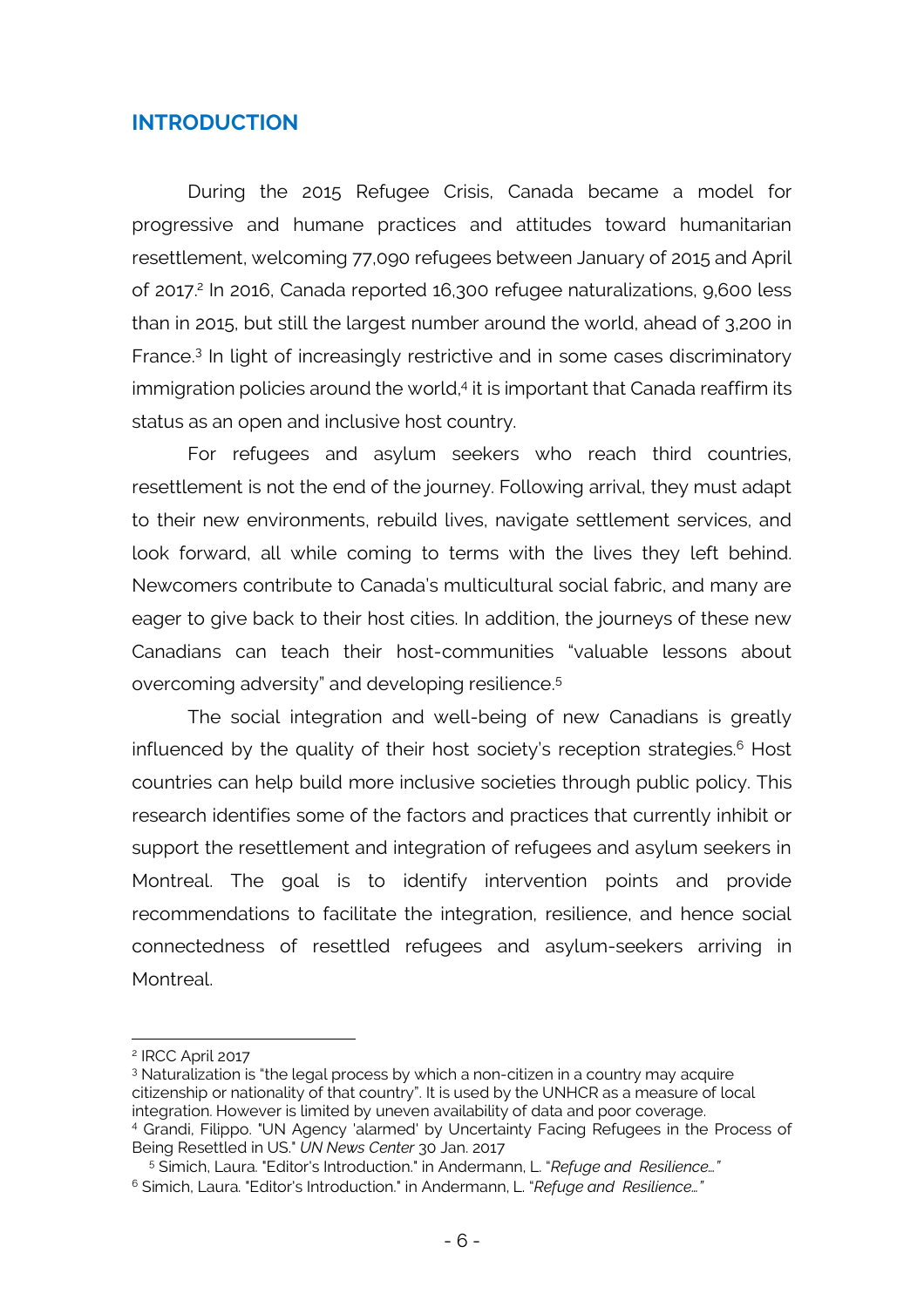## INTRODUCTION

During the 2015 Refugee Crisis, Canada became a model for progressive and humane practices and attitudes toward humanitarian resettlement, welcoming 77,090 refugees between January of 2015 and April of 2017.[2] In 2016, Canada reported 16,300 refugee naturalizations, 9,600 less than in 2015, but still the largest number around the world, ahead of 3,200 in France.[3] In light of increasingly restrictive and in some cases discriminatory immigration policies around the world,[4] it is important that Canada reaffirm its status as an open and inclusive host country.

For refugees and asylum seekers who reach third countries, resettlement is not the end of the journey. Following arrival, they must adapt to their new environments, rebuild lives, navigate settlement services, and look forward, all while coming to terms with the lives they left behind. Newcomers contribute to Canada's multicultural social fabric, and many are eager to give back to their host cities. In addition, the journeys of these new Canadians can teach their host-communities "valuable lessons about overcoming adversity" and developing resilience.[5]

The social integration and well-being of new Canadians is greatly influenced by the quality of their host society's reception strategies.[6] Host countries can help build more inclusive societies through public policy. This research identifies some of the factors and practices that currently inhibit or support the resettlement and integration of refugees and asylum seekers in Montreal. The goal is to identify intervention points and provide recommendations to facilitate the integration, resilience, and hence social connectedness of resettled refugees and asylum-seekers arriving in Montreal.

---

[2] IRCC April 2017

[3] Naturalization is "the legal process by which a non-citizen in a country may acquire citizenship or nationality of that country". It is used by the UNHCR as a measure of local integration. However is limited by uneven availability of data and poor coverage.

[4] Grandi, Filippo. "UN Agency 'alarmed' by Uncertainty Facing Refugees in the Process of Being Resettled in US." *UN News Center* 30 Jan. 2017

[5] Simich, Laura. "Editor's Introduction." in Andermann, L. "*Refuge and Resilience…"*

[6] Simich, Laura. "Editor's Introduction." in Andermann, L. "*Refuge and Resilience…"*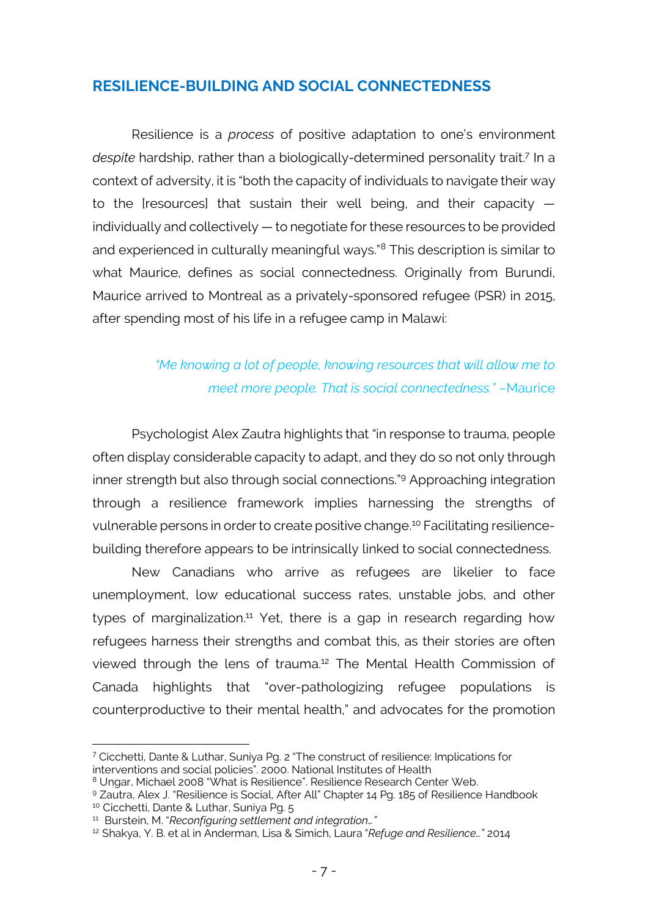## RESILIENCE-BUILDING AND SOCIAL CONNECTEDNESS

Resilience is a *process* of positive adaptation to one's environment *despite* hardship, rather than a biologically-determined personality trait.[7] In a context of adversity, it is "both the capacity of individuals to navigate their way to the [resources] that sustain their well being, and their capacity — individually and collectively — to negotiate for these resources to be provided and experienced in culturally meaningful ways."[8] This description is similar to what Maurice, defines as social connectedness. Originally from Burundi, Maurice arrived to Montreal as a privately-sponsored refugee (PSR) in 2015, after spending most of his life in a refugee camp in Malawi:

> *"Me knowing a lot of people, knowing resources that will allow me to meet more people. That is social connectedness."* –Maurice

Psychologist Alex Zautra highlights that "in response to trauma, people often display considerable capacity to adapt, and they do so not only through inner strength but also through social connections."[9] Approaching integration through a resilience framework implies harnessing the strengths of vulnerable persons in order to create positive change.[10] Facilitating resilience-building therefore appears to be intrinsically linked to social connectedness.

New Canadians who arrive as refugees are likelier to face unemployment, low educational success rates, unstable jobs, and other types of marginalization.[11] Yet, there is a gap in research regarding how refugees harness their strengths and combat this, as their stories are often viewed through the lens of trauma.[12] The Mental Health Commission of Canada highlights that "over-pathologizing refugee populations is counterproductive to their mental health," and advocates for the promotion

---

[7] Cicchetti, Dante & Luthar, Suniya Pg. 2 "The construct of resilience: Implications for interventions and social policies". 2000. National Institutes of Health

[8] Ungar, Michael 2008 "What is Resilience". Resilience Research Center Web.

[9] Zautra, Alex J. "Resilience is Social, After All" Chapter 14 Pg. 185 of Resilience Handbook

[10] Cicchetti, Dante & Luthar, Suniya Pg. 5

[11] Burstein, M. "*Reconfiguring settlement and integration…*"

[12] Shakya, Y. B. et al in Anderman, Lisa & Simich, Laura "*Refuge and Resilience…*" 2014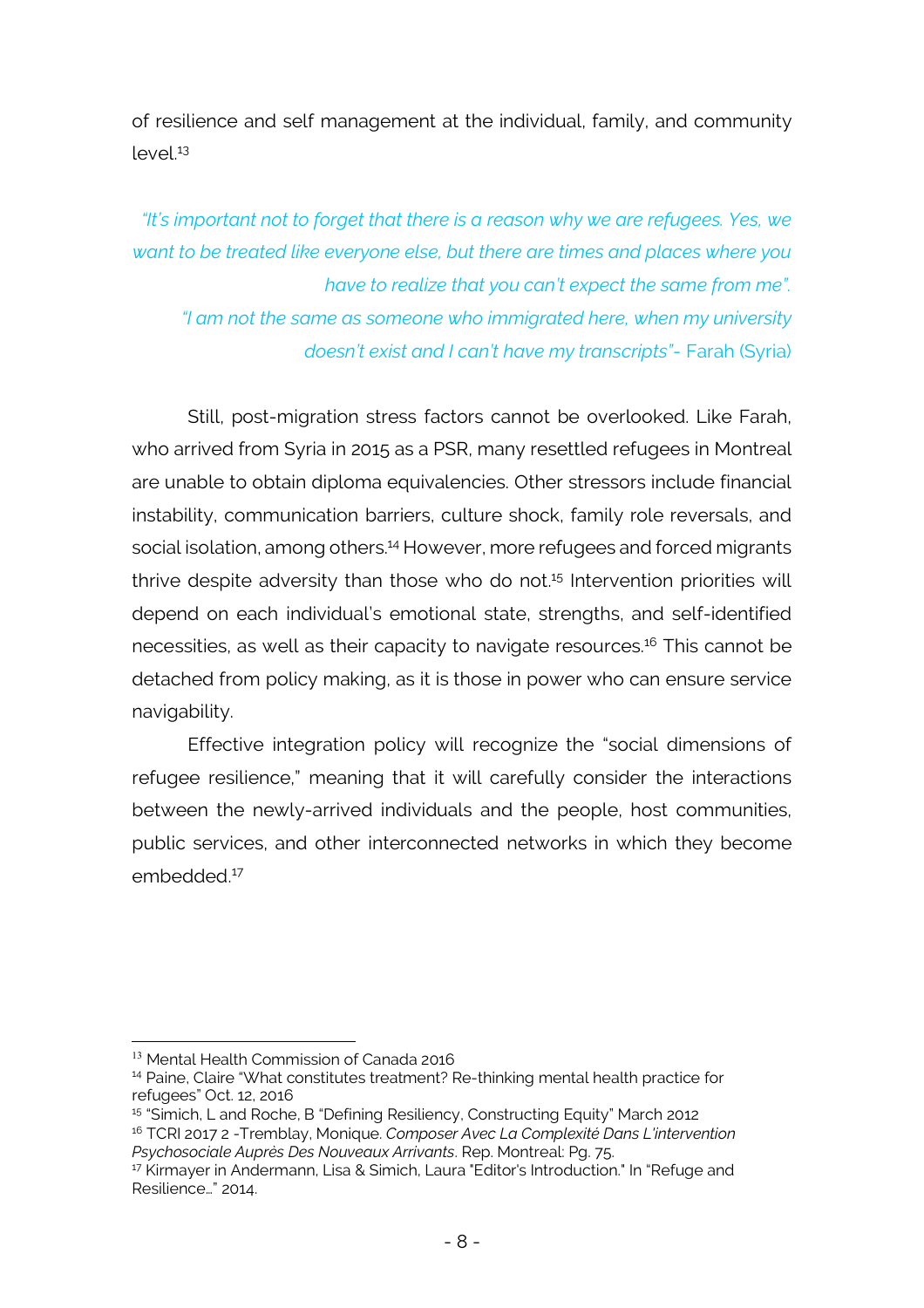of resilience and self management at the individual, family, and community level.[13]

> *"It's important not to forget that there is a reason why we are refugees. Yes, we want to be treated like everyone else, but there are times and places where you have to realize that you can't expect the same from me".*
> *"I am not the same as someone who immigrated here, when my university doesn't exist and I can't have my transcripts"*- Farah (Syria)

Still, post-migration stress factors cannot be overlooked. Like Farah, who arrived from Syria in 2015 as a PSR, many resettled refugees in Montreal are unable to obtain diploma equivalencies. Other stressors include financial instability, communication barriers, culture shock, family role reversals, and social isolation, among others.[14] However, more refugees and forced migrants thrive despite adversity than those who do not.[15] Intervention priorities will depend on each individual's emotional state, strengths, and self-identified necessities, as well as their capacity to navigate resources.[16] This cannot be detached from policy making, as it is those in power who can ensure service navigability.

Effective integration policy will recognize the "social dimensions of refugee resilience," meaning that it will carefully consider the interactions between the newly-arrived individuals and the people, host communities, public services, and other interconnected networks in which they become embedded.[17]

---

[13] Mental Health Commission of Canada 2016

[14] Paine, Claire "What constitutes treatment? Re-thinking mental health practice for refugees" Oct. 12, 2016

[15] "Simich, L and Roche, B "Defining Resiliency, Constructing Equity" March 2012

[16] TCRI 2017 2 -Tremblay, Monique. *Composer Avec La Complexité Dans L'intervention Psychosociale Auprès Des Nouveaux Arrivants*. Rep. Montreal: Pg. 75.

[17] Kirmayer in Andermann, Lisa & Simich, Laura "Editor's Introduction." In "Refuge and Resilience…" 2014.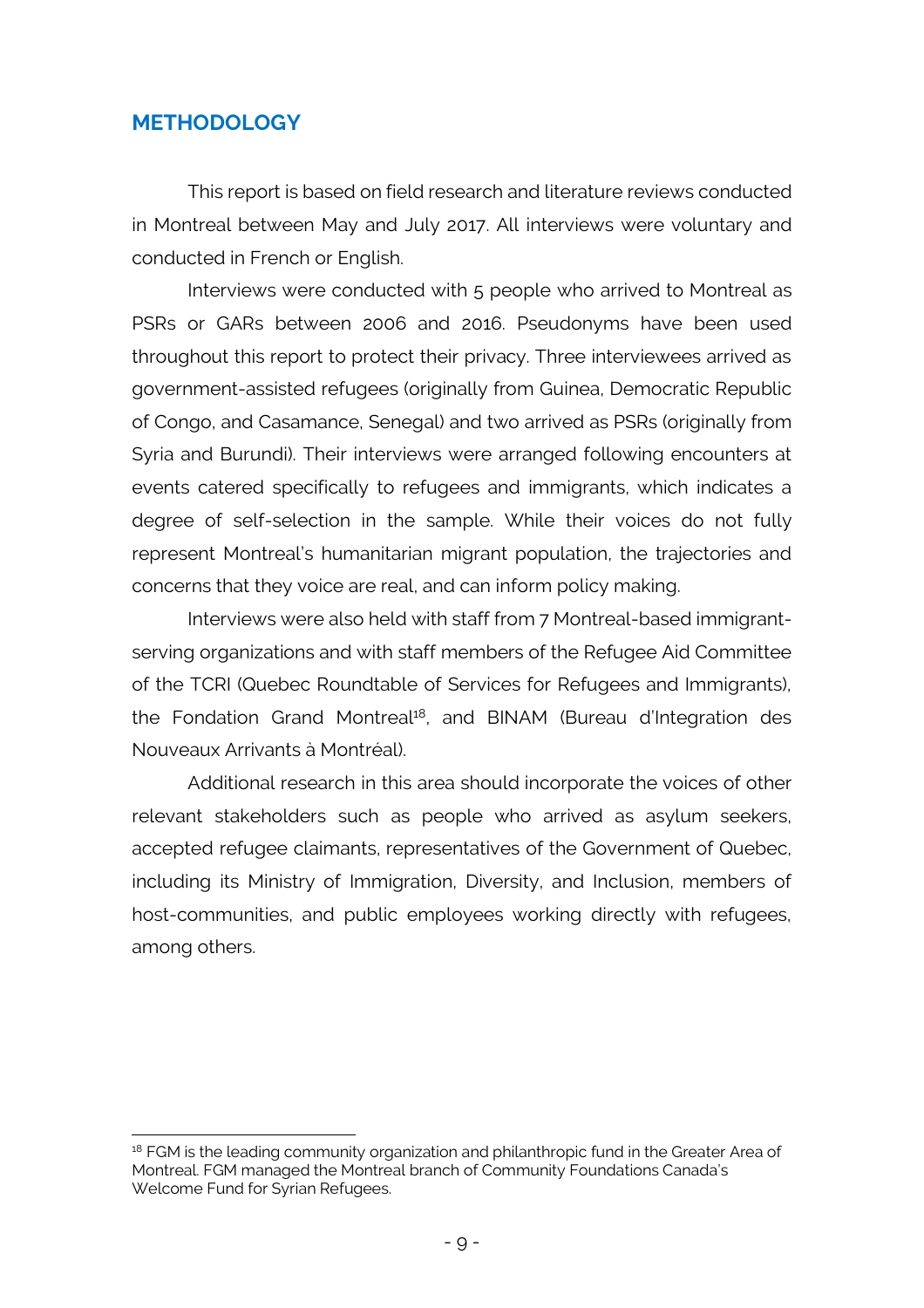## METHODOLOGY

This report is based on field research and literature reviews conducted in Montreal between May and July 2017. All interviews were voluntary and conducted in French or English.

Interviews were conducted with 5 people who arrived to Montreal as PSRs or GARs between 2006 and 2016. Pseudonyms have been used throughout this report to protect their privacy. Three interviewees arrived as government-assisted refugees (originally from Guinea, Democratic Republic of Congo, and Casamance, Senegal) and two arrived as PSRs (originally from Syria and Burundi). Their interviews were arranged following encounters at events catered specifically to refugees and immigrants, which indicates a degree of self-selection in the sample. While their voices do not fully represent Montreal's humanitarian migrant population, the trajectories and concerns that they voice are real, and can inform policy making.

Interviews were also held with staff from 7 Montreal-based immigrant-serving organizations and with staff members of the Refugee Aid Committee of the TCRI (Quebec Roundtable of Services for Refugees and Immigrants), the Fondation Grand Montreal[18], and BINAM (Bureau d'Integration des Nouveaux Arrivants à Montréal).

Additional research in this area should incorporate the voices of other relevant stakeholders such as people who arrived as asylum seekers, accepted refugee claimants, representatives of the Government of Quebec, including its Ministry of Immigration, Diversity, and Inclusion, members of host-communities, and public employees working directly with refugees, among others.

---

[18] FGM is the leading community organization and philanthropic fund in the Greater Area of Montreal. FGM managed the Montreal branch of Community Foundations Canada's Welcome Fund for Syrian Refugees.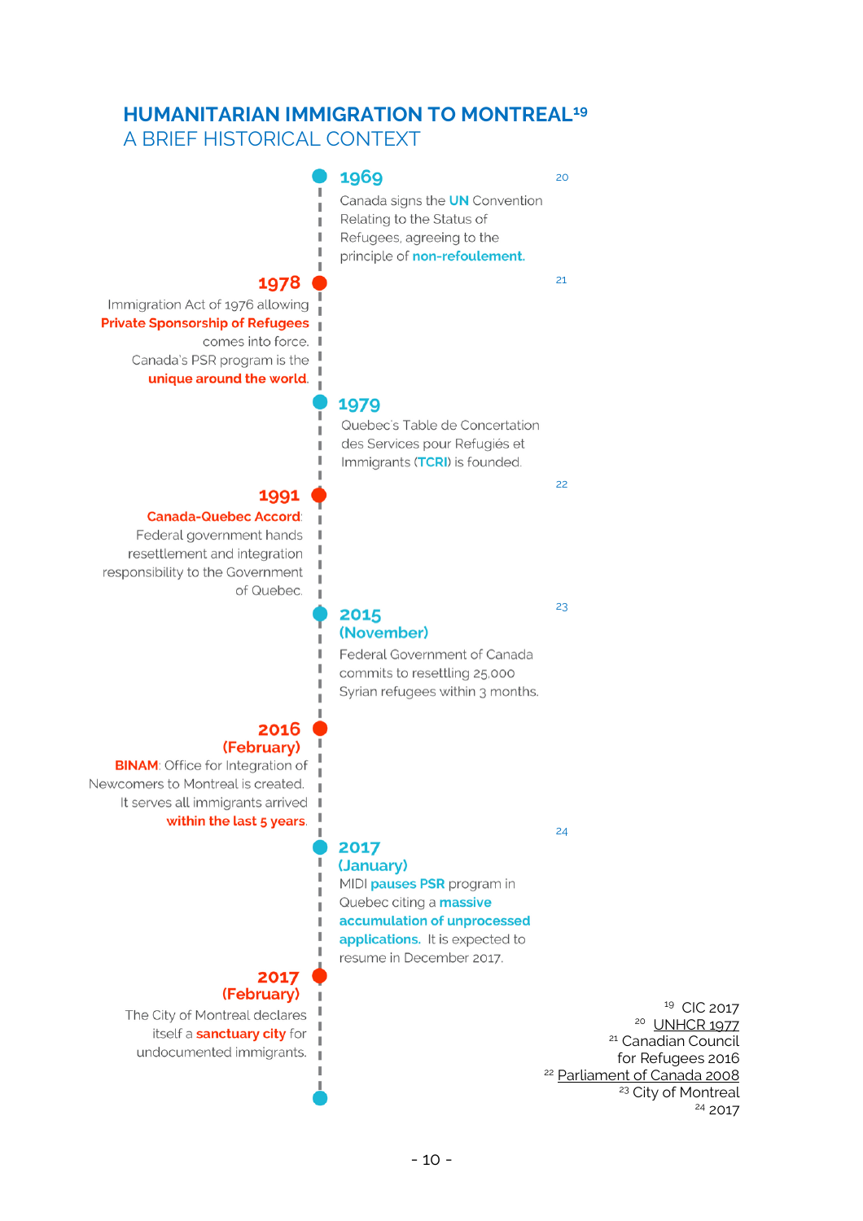# HUMANITARIAN IMMIGRATION TO MONTREAL[19]

## A BRIEF HISTORICAL CONTEXT

**1969**[20]

Canada signs the **UN** Convention Relating to the Status of Refugees, agreeing to the principle of **non-refoulement.**

**1978**[21]

Immigration Act of 1976 allowing **Private Sponsorship of Refugees** comes into force. Canada's PSR program is the **unique around the world.**

**1979**

Quebec's Table de Concertation des Services pour Refugiés et Immigrants (**TCRI**) is founded.

**1991**[22]

**Canada-Quebec Accord**: Federal government hands resettlement and integration responsibility to the Government of Quebec.

**2015 (November)**[23]

Federal Government of Canada commits to resettling 25,000 Syrian refugees within 3 months.

**2016 (February)**

**BINAM**: Office for Integration of Newcomers to Montreal is created. It serves all immigrants arrived **within the last 5 years.**

**2017 (January)**[24]

MIDI **pauses PSR** program in Quebec citing a **massive accumulation of unprocessed applications.** It is expected to resume in December 2017.

**2017 (February)**

The City of Montreal declares itself a **sanctuary city** for undocumented immigrants.

---

[19] CIC 2017
[20] UNHCR 1977
[21] Canadian Council for Refugees 2016
[22] Parliament of Canada 2008
[23] City of Montreal
[24] 2017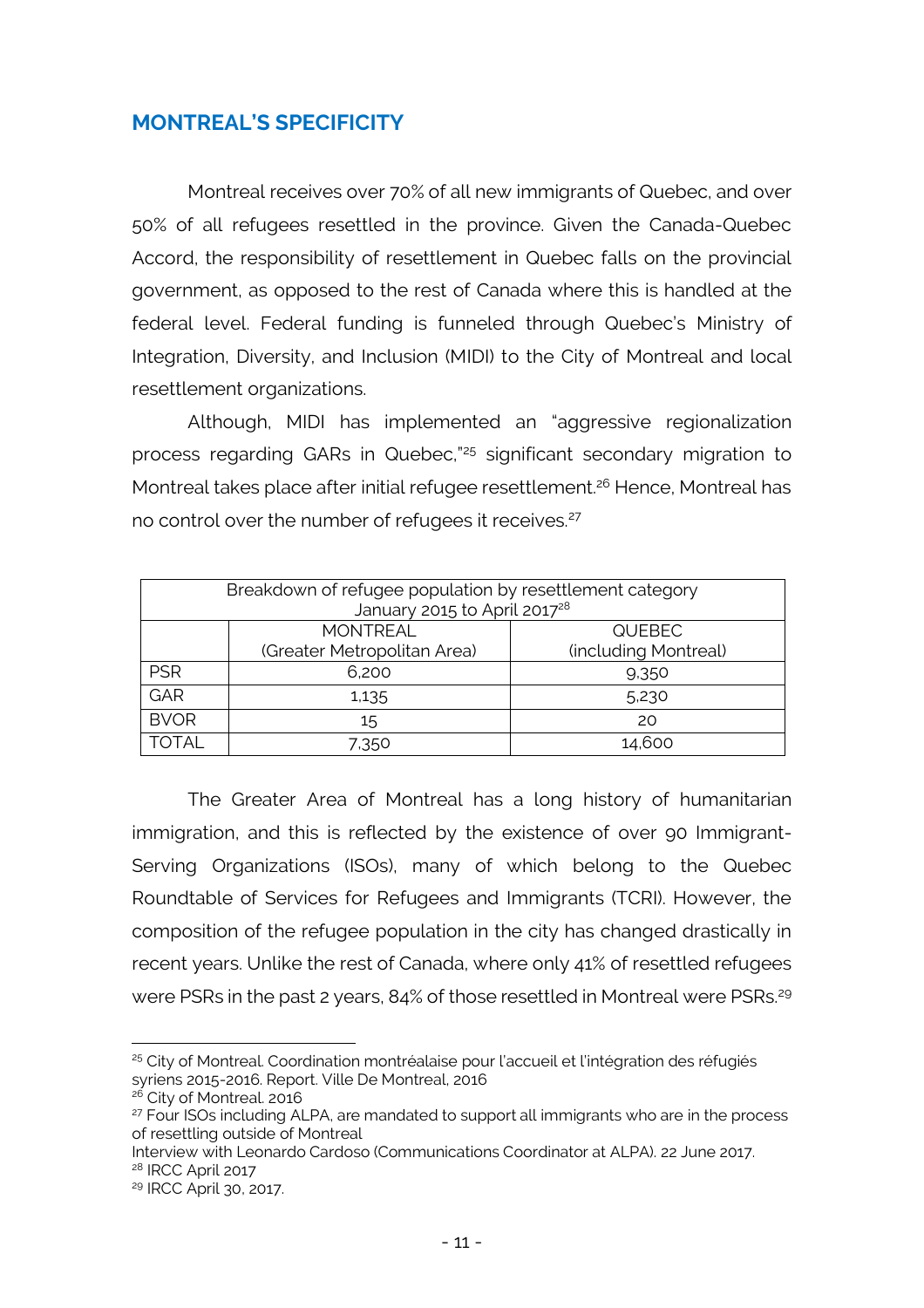## MONTREAL'S SPECIFICITY

Montreal receives over 70% of all new immigrants of Quebec, and over 50% of all refugees resettled in the province. Given the Canada-Quebec Accord, the responsibility of resettlement in Quebec falls on the provincial government, as opposed to the rest of Canada where this is handled at the federal level. Federal funding is funneled through Quebec's Ministry of Integration, Diversity, and Inclusion (MIDI) to the City of Montreal and local resettlement organizations.

Although, MIDI has implemented an "aggressive regionalization process regarding GARs in Quebec,"[25] significant secondary migration to Montreal takes place after initial refugee resettlement.[26] Hence, Montreal has no control over the number of refugees it receives.[27]

| Breakdown of refugee population by resettlement category January 2015 to April 2017[28] | | |
|---|---|---|
| | MONTREAL (Greater Metropolitan Area) | QUEBEC (including Montreal) |
| PSR | 6,200 | 9,350 |
| GAR | 1,135 | 5,230 |
| BVOR | 15 | 20 |
| TOTAL | 7,350 | 14,600 |

The Greater Area of Montreal has a long history of humanitarian immigration, and this is reflected by the existence of over 90 Immigrant-Serving Organizations (ISOs), many of which belong to the Quebec Roundtable of Services for Refugees and Immigrants (TCRI). However, the composition of the refugee population in the city has changed drastically in recent years. Unlike the rest of Canada, where only 41% of resettled refugees were PSRs in the past 2 years, 84% of those resettled in Montreal were PSRs.[29]

---

[25] City of Montreal. Coordination montréalaise pour l'accueil et l'intégration des réfugiés syriens 2015-2016. Report. Ville De Montreal, 2016

[26] City of Montreal. 2016

[27] Four ISOs including ALPA, are mandated to support all immigrants who are in the process of resettling outside of Montreal

Interview with Leonardo Cardoso (Communications Coordinator at ALPA). 22 June 2017.

[28] IRCC April 2017

[29] IRCC April 30, 2017.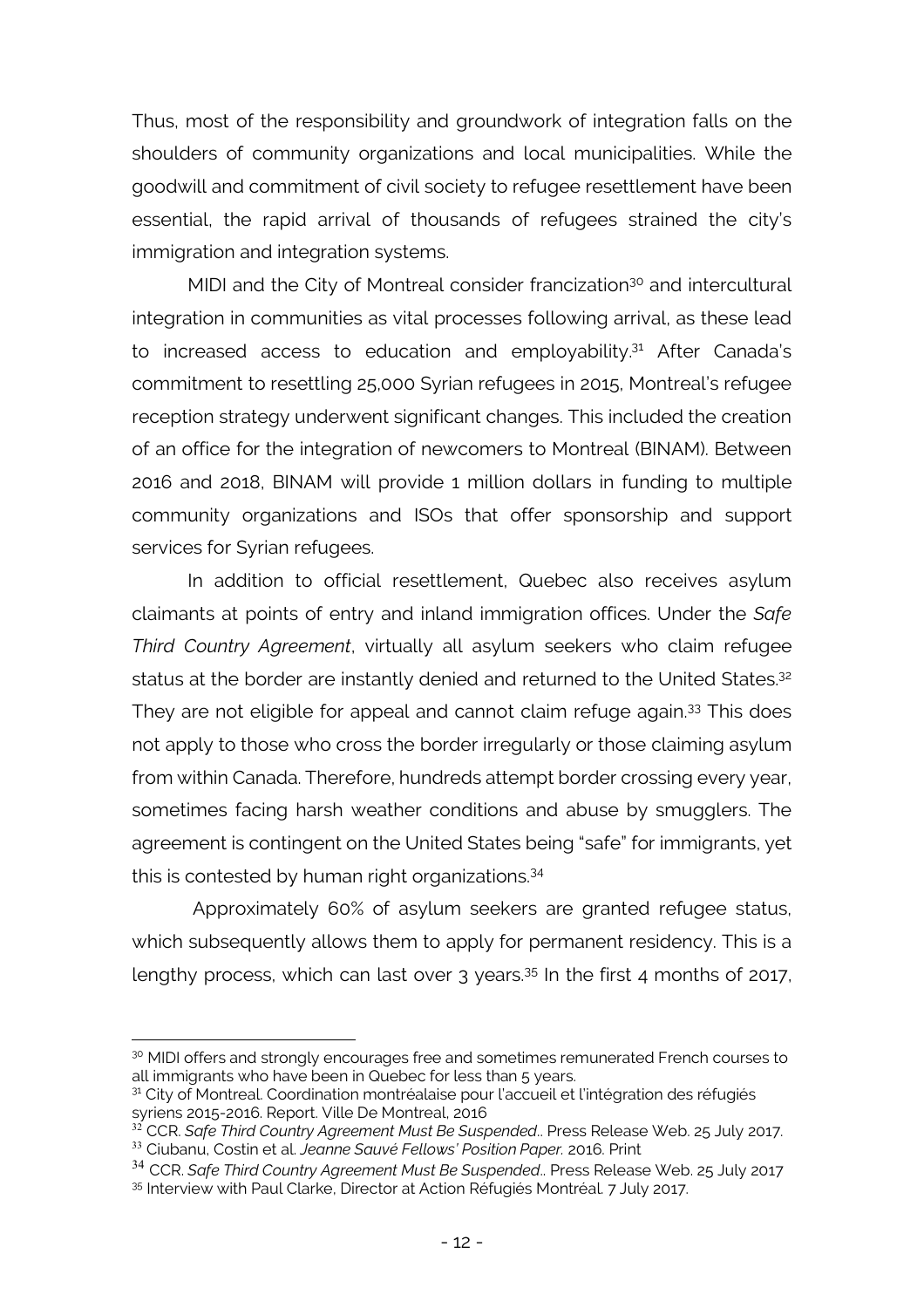Thus, most of the responsibility and groundwork of integration falls on the shoulders of community organizations and local municipalities. While the goodwill and commitment of civil society to refugee resettlement have been essential, the rapid arrival of thousands of refugees strained the city's immigration and integration systems.

MIDI and the City of Montreal consider francization[30] and intercultural integration in communities as vital processes following arrival, as these lead to increased access to education and employability.[31] After Canada's commitment to resettling 25,000 Syrian refugees in 2015, Montreal's refugee reception strategy underwent significant changes. This included the creation of an office for the integration of newcomers to Montreal (BINAM). Between 2016 and 2018, BINAM will provide 1 million dollars in funding to multiple community organizations and ISOs that offer sponsorship and support services for Syrian refugees.

In addition to official resettlement, Quebec also receives asylum claimants at points of entry and inland immigration offices. Under the *Safe Third Country Agreement*, virtually all asylum seekers who claim refugee status at the border are instantly denied and returned to the United States.[32] They are not eligible for appeal and cannot claim refuge again.[33] This does not apply to those who cross the border irregularly or those claiming asylum from within Canada. Therefore, hundreds attempt border crossing every year, sometimes facing harsh weather conditions and abuse by smugglers. The agreement is contingent on the United States being "safe" for immigrants, yet this is contested by human right organizations.[34]

Approximately 60% of asylum seekers are granted refugee status, which subsequently allows them to apply for permanent residency. This is a lengthy process, which can last over 3 years.[35] In the first 4 months of 2017,

---

[30] MIDI offers and strongly encourages free and sometimes remunerated French courses to all immigrants who have been in Quebec for less than 5 years.

[31] City of Montreal. Coordination montréalaise pour l'accueil et l'intégration des réfugiés syriens 2015-2016. Report. Ville De Montreal, 2016

[32] CCR. *Safe Third Country Agreement Must Be Suspended*.. Press Release Web. 25 July 2017.

[33] Ciubanu, Costin et al. *Jeanne Sauvé Fellows' Position Paper.* 2016. Print

[34] CCR. *Safe Third Country Agreement Must Be Suspended*.. Press Release Web. 25 July 2017

[35] Interview with Paul Clarke, Director at Action Réfugiés Montréal. 7 July 2017.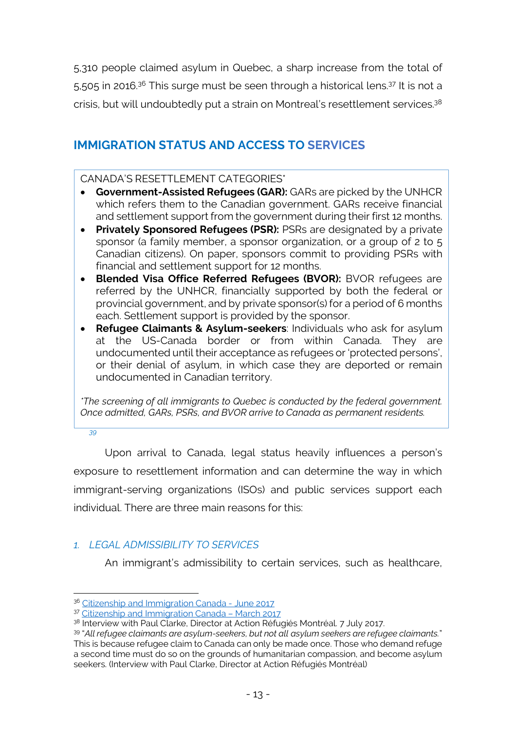5,310 people claimed asylum in Quebec, a sharp increase from the total of 5,505 in 2016.[36] This surge must be seen through a historical lens.[37] It is not a crisis, but will undoubtedly put a strain on Montreal's resettlement services.[38]

## IMMIGRATION STATUS AND ACCESS TO SERVICES

CANADA'S RESETTLEMENT CATEGORIES*

- **Government-Assisted Refugees (GAR):** GARs are picked by the UNHCR which refers them to the Canadian government. GARs receive financial and settlement support from the government during their first 12 months.
- **Privately Sponsored Refugees (PSR):** PSRs are designated by a private sponsor (a family member, a sponsor organization, or a group of 2 to 5 Canadian citizens). On paper, sponsors commit to providing PSRs with financial and settlement support for 12 months.
- **Blended Visa Office Referred Refugees (BVOR):** BVOR refugees are referred by the UNHCR, financially supported by both the federal or provincial government, and by private sponsor(s) for a period of 6 months each. Settlement support is provided by the sponsor.
- **Refugee Claimants & Asylum-seekers**: Individuals who ask for asylum at the US-Canada border or from within Canada. They are undocumented until their acceptance as refugees or 'protected persons', or their denial of asylum, in which case they are deported or remain undocumented in Canadian territory.

*\*The screening of all immigrants to Quebec is conducted by the federal government. Once admitted, GARs, PSRs, and BVOR arrive to Canada as permanent residents.*

[39]

Upon arrival to Canada, legal status heavily influences a person's exposure to resettlement information and can determine the way in which immigrant-serving organizations (ISOs) and public services support each individual. There are three main reasons for this:

### *1. LEGAL ADMISSIBILITY TO SERVICES*

An immigrant's admissibility to certain services, such as healthcare,

---

[36] Citizenship and Immigration Canada - June 2017

[37] Citizenship and Immigration Canada – March 2017

[38] Interview with Paul Clarke, Director at Action Réfugiés Montréal. 7 July 2017.

[39] "*All refugee claimants are asylum-seekers, but not all asylum seekers are refugee claimants.*" This is because refugee claim to Canada can only be made once. Those who demand refuge a second time must do so on the grounds of humanitarian compassion, and become asylum seekers. (Interview with Paul Clarke, Director at Action Réfugiés Montréal)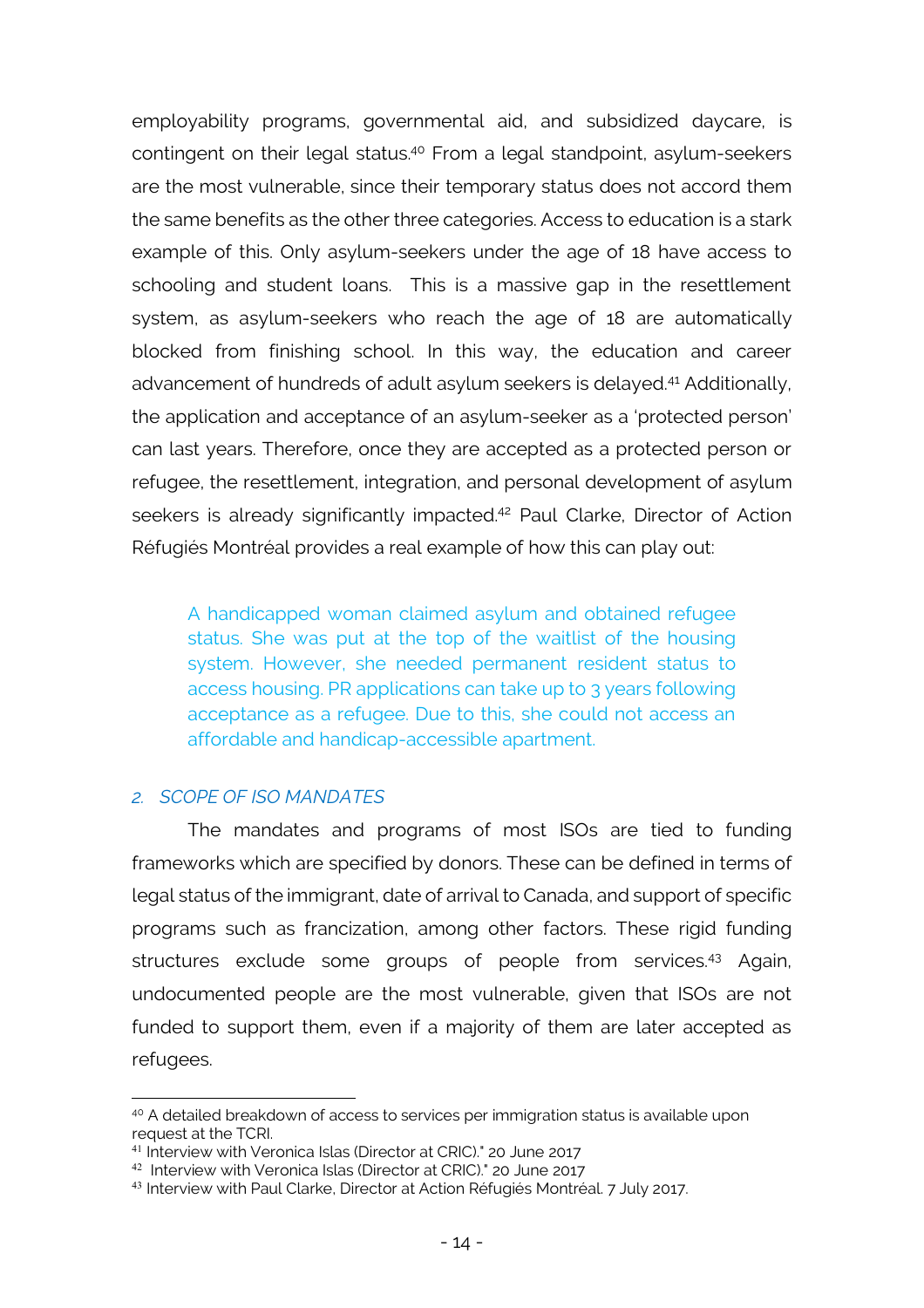employability programs, governmental aid, and subsidized daycare, is contingent on their legal status.[40] From a legal standpoint, asylum-seekers are the most vulnerable, since their temporary status does not accord them the same benefits as the other three categories. Access to education is a stark example of this. Only asylum-seekers under the age of 18 have access to schooling and student loans. This is a massive gap in the resettlement system, as asylum-seekers who reach the age of 18 are automatically blocked from finishing school. In this way, the education and career advancement of hundreds of adult asylum seekers is delayed.[41] Additionally, the application and acceptance of an asylum-seeker as a 'protected person' can last years. Therefore, once they are accepted as a protected person or refugee, the resettlement, integration, and personal development of asylum seekers is already significantly impacted.[42] Paul Clarke, Director of Action Réfugiés Montréal provides a real example of how this can play out:

> A handicapped woman claimed asylum and obtained refugee status. She was put at the top of the waitlist of the housing system. However, she needed permanent resident status to access housing. PR applications can take up to 3 years following acceptance as a refugee. Due to this, she could not access an affordable and handicap-accessible apartment.

### *2. SCOPE OF ISO MANDATES*

The mandates and programs of most ISOs are tied to funding frameworks which are specified by donors. These can be defined in terms of legal status of the immigrant, date of arrival to Canada, and support of specific programs such as francization, among other factors. These rigid funding structures exclude some groups of people from services.[43] Again, undocumented people are the most vulnerable, given that ISOs are not funded to support them, even if a majority of them are later accepted as refugees.

---

[40] A detailed breakdown of access to services per immigration status is available upon request at the TCRI.

[41] Interview with Veronica Islas (Director at CRIC)." 20 June 2017

[42] Interview with Veronica Islas (Director at CRIC)." 20 June 2017

[43] Interview with Paul Clarke, Director at Action Réfugiés Montréal. 7 July 2017.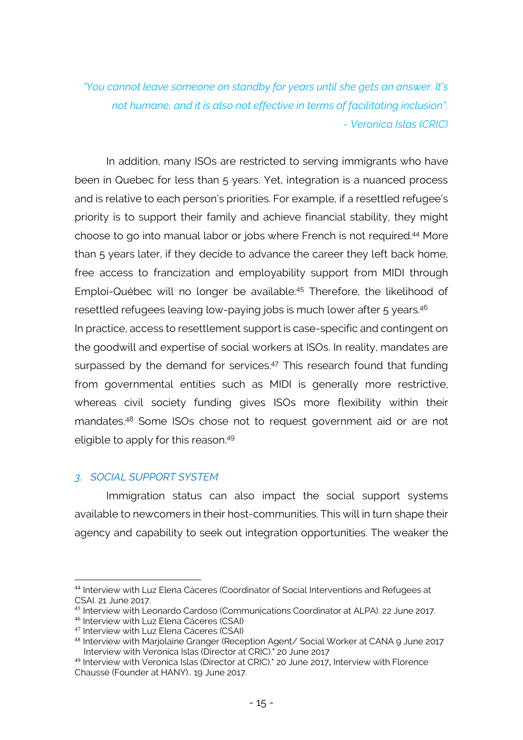*"You cannot leave someone on standby for years until she gets an answer. It's not humane, and it is also not effective in terms of facilitating inclusion". - Veronica Islas (CRIC)*

In addition, many ISOs are restricted to serving immigrants who have been in Quebec for less than 5 years. Yet, integration is a nuanced process and is relative to each person's priorities. For example, if a resettled refugee's priority is to support their family and achieve financial stability, they might choose to go into manual labor or jobs where French is not required.[44] More than 5 years later, if they decide to advance the career they left back home, free access to francization and employability support from MIDI through Emploi-Québec will no longer be available.[45] Therefore, the likelihood of resettled refugees leaving low-paying jobs is much lower after 5 years.[46]

In practice, access to resettlement support is case-specific and contingent on the goodwill and expertise of social workers at ISOs. In reality, mandates are surpassed by the demand for services.[47] This research found that funding from governmental entities such as MIDI is generally more restrictive, whereas civil society funding gives ISOs more flexibility within their mandates.[48] Some ISOs chose not to request government aid or are not eligible to apply for this reason.[49]

### *3. SOCIAL SUPPORT SYSTEM*

Immigration status can also impact the social support systems available to newcomers in their host-communities. This will in turn shape their agency and capability to seek out integration opportunities. The weaker the

---

[44] Interview with Luz Elena Cáceres (Coordinator of Social Interventions and Refugees at CSAI. 21 June 2017.

[45] Interview with Leonardo Cardoso (Communications Coordinator at ALPA). 22 June 2017.

[46] Interview with Luz Elena Cáceres (CSAI)

[47] Interview with Luz Elena Cáceres (CSAI)

[48] Interview with Marjolaine Granger (Reception Agent/ Social Worker at CANA 9 June 2017 Interview with Veronica Islas (Director at CRIC)." 20 June 2017

[49] Interview with Veronica Islas (Director at CRIC)." 20 June 2017, Interview with Florence Chaussé (Founder at HANY).. 19 June 2017.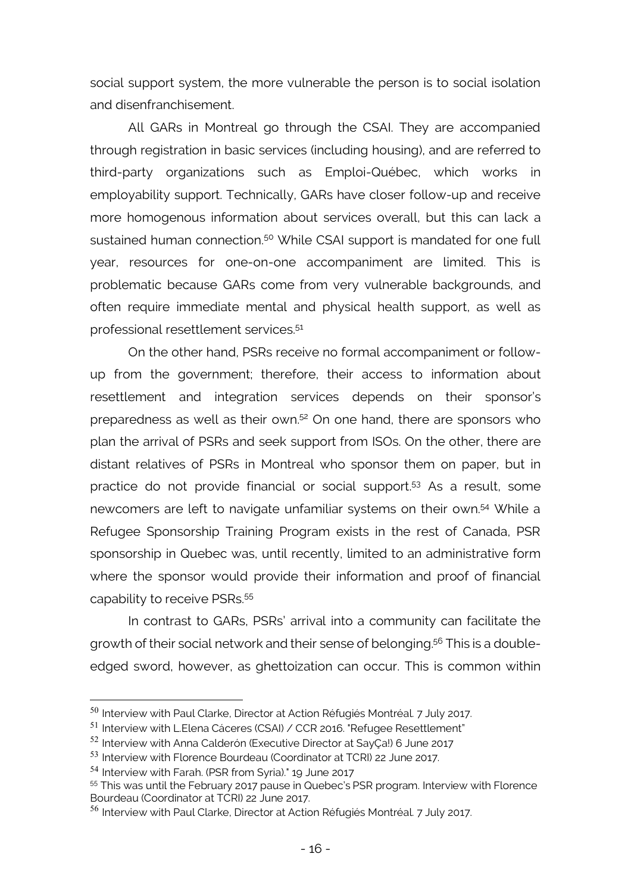social support system, the more vulnerable the person is to social isolation and disenfranchisement.

All GARs in Montreal go through the CSAI. They are accompanied through registration in basic services (including housing), and are referred to third-party organizations such as Emploi-Québec, which works in employability support. Technically, GARs have closer follow-up and receive more homogenous information about services overall, but this can lack a sustained human connection.[50] While CSAI support is mandated for one full year, resources for one-on-one accompaniment are limited. This is problematic because GARs come from very vulnerable backgrounds, and often require immediate mental and physical health support, as well as professional resettlement services.[51]

On the other hand, PSRs receive no formal accompaniment or follow-up from the government; therefore, their access to information about resettlement and integration services depends on their sponsor's preparedness as well as their own.[52] On one hand, there are sponsors who plan the arrival of PSRs and seek support from ISOs. On the other, there are distant relatives of PSRs in Montreal who sponsor them on paper, but in practice do not provide financial or social support.[53] As a result, some newcomers are left to navigate unfamiliar systems on their own.[54] While a Refugee Sponsorship Training Program exists in the rest of Canada, PSR sponsorship in Quebec was, until recently, limited to an administrative form where the sponsor would provide their information and proof of financial capability to receive PSRs.[55]

In contrast to GARs, PSRs' arrival into a community can facilitate the growth of their social network and their sense of belonging.[56] This is a double-edged sword, however, as ghettoization can occur. This is common within

---

[50] Interview with Paul Clarke, Director at Action Réfugiés Montréal. 7 July 2017.

[51] Interview with L.Elena Cáceres (CSAI) / CCR 2016. "Refugee Resettlement"

[52] Interview with Anna Calderón (Executive Director at SayÇa!) 6 June 2017

[53] Interview with Florence Bourdeau (Coordinator at TCRI) 22 June 2017.

[54] Interview with Farah. (PSR from Syria)." 19 June 2017

[55] This was until the February 2017 pause in Quebec's PSR program. Interview with Florence Bourdeau (Coordinator at TCRI) 22 June 2017.

[56] Interview with Paul Clarke, Director at Action Réfugiés Montréal. 7 July 2017.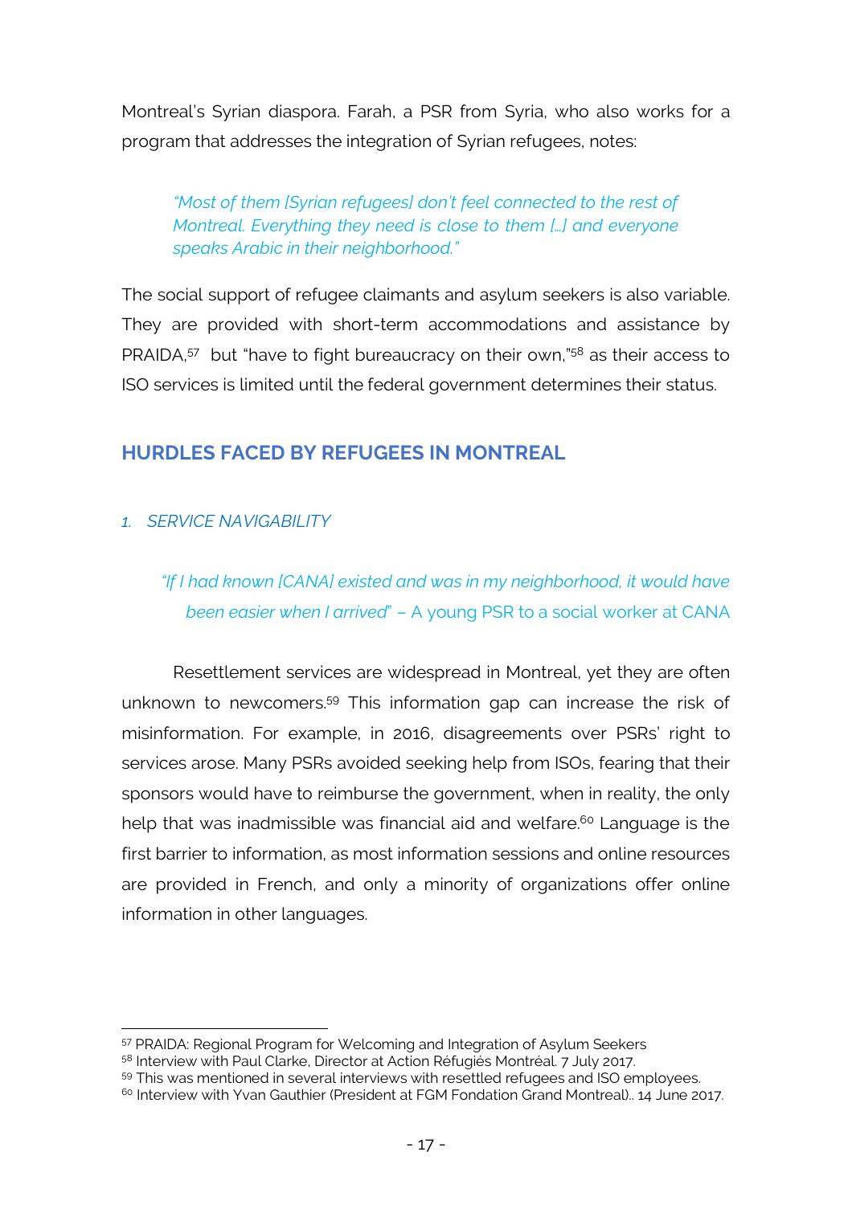Montreal's Syrian diaspora. Farah, a PSR from Syria, who also works for a program that addresses the integration of Syrian refugees, notes:

> *"Most of them [Syrian refugees] don't feel connected to the rest of Montreal. Everything they need is close to them […] and everyone speaks Arabic in their neighborhood."*

The social support of refugee claimants and asylum seekers is also variable. They are provided with short-term accommodations and assistance by PRAIDA,[57] but "have to fight bureaucracy on their own,"[58] as their access to ISO services is limited until the federal government determines their status.

## HURDLES FACED BY REFUGEES IN MONTREAL

### 1. SERVICE NAVIGABILITY

> *"If I had known [CANA] existed and was in my neighborhood, it would have been easier when I arrived*" – A young PSR to a social worker at CANA

Resettlement services are widespread in Montreal, yet they are often unknown to newcomers.[59] This information gap can increase the risk of misinformation. For example, in 2016, disagreements over PSRs' right to services arose. Many PSRs avoided seeking help from ISOs, fearing that their sponsors would have to reimburse the government, when in reality, the only help that was inadmissible was financial aid and welfare.[60] Language is the first barrier to information, as most information sessions and online resources are provided in French, and only a minority of organizations offer online information in other languages.

---

[57] PRAIDA: Regional Program for Welcoming and Integration of Asylum Seekers

[58] Interview with Paul Clarke, Director at Action Réfugiés Montréal. 7 July 2017.

[59] This was mentioned in several interviews with resettled refugees and ISO employees.

[60] Interview with Yvan Gauthier (President at FGM Fondation Grand Montreal).. 14 June 2017.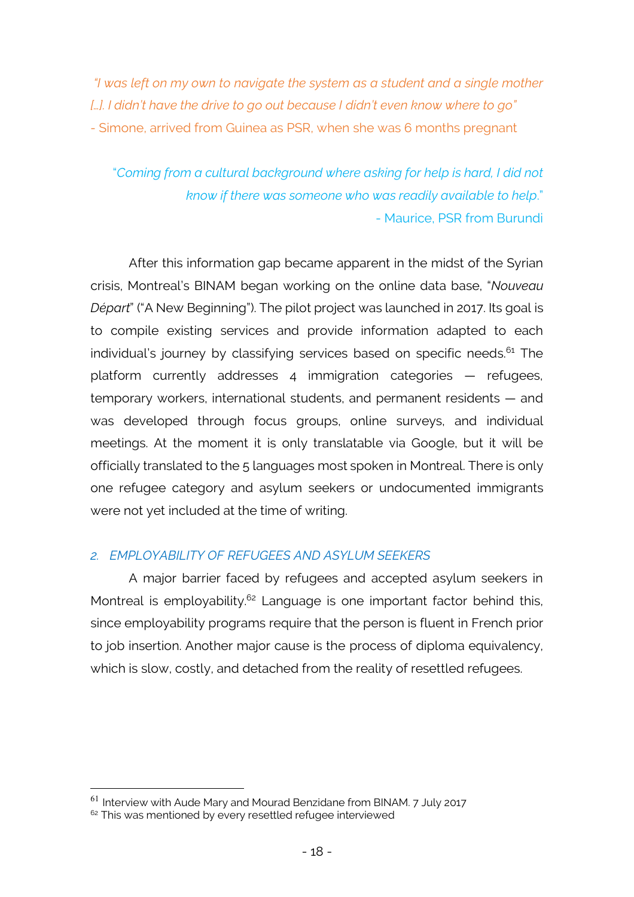*"I was left on my own to navigate the system as a student and a single mother […]. I didn't have the drive to go out because I didn't even know where to go"*
- Simone, arrived from Guinea as PSR, when she was 6 months pregnant

"*Coming from a cultural background where asking for help is hard, I did not know if there was someone who was readily available to help*."
- Maurice, PSR from Burundi

After this information gap became apparent in the midst of the Syrian crisis, Montreal's BINAM began working on the online data base, "*Nouveau Départ*" ("A New Beginning"). The pilot project was launched in 2017. Its goal is to compile existing services and provide information adapted to each individual's journey by classifying services based on specific needs.[61] The platform currently addresses 4 immigration categories — refugees, temporary workers, international students, and permanent residents — and was developed through focus groups, online surveys, and individual meetings. At the moment it is only translatable via Google, but it will be officially translated to the 5 languages most spoken in Montreal. There is only one refugee category and asylum seekers or undocumented immigrants were not yet included at the time of writing.

### *2. EMPLOYABILITY OF REFUGEES AND ASYLUM SEEKERS*

A major barrier faced by refugees and accepted asylum seekers in Montreal is employability.[62] Language is one important factor behind this, since employability programs require that the person is fluent in French prior to job insertion. Another major cause is the process of diploma equivalency, which is slow, costly, and detached from the reality of resettled refugees.

[61] Interview with Aude Mary and Mourad Benzidane from BINAM. 7 July 2017
[62] This was mentioned by every resettled refugee interviewed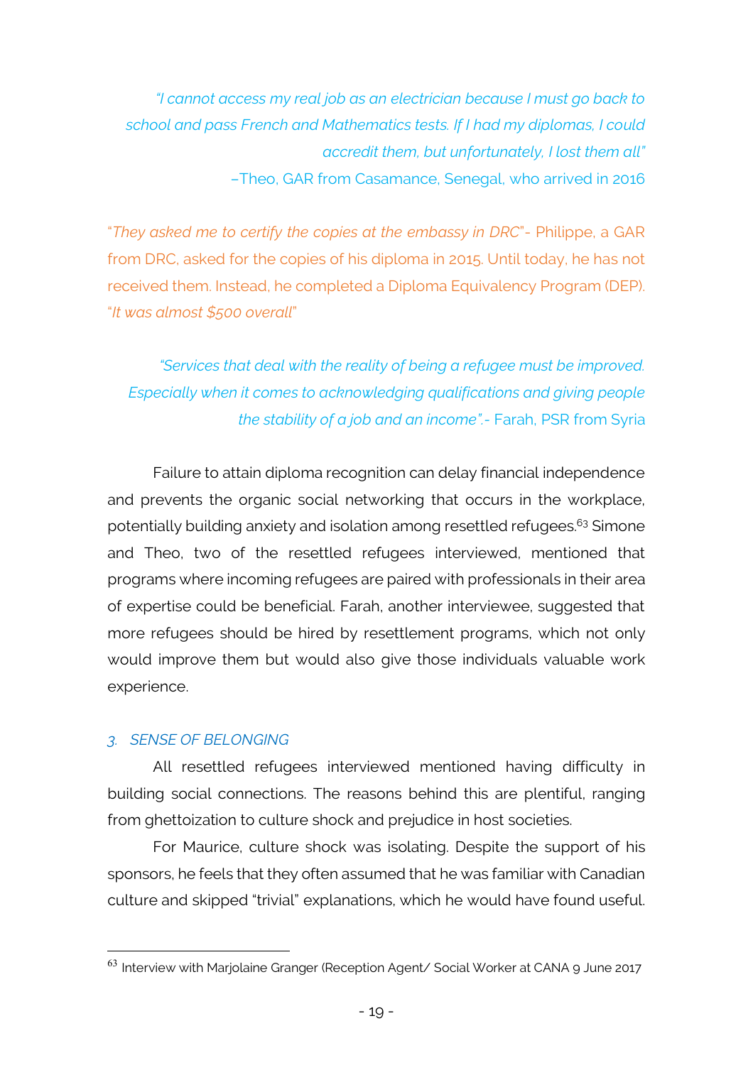*"I cannot access my real job as an electrician because I must go back to school and pass French and Mathematics tests. If I had my diplomas, I could accredit them, but unfortunately, I lost them all"*
–Theo, GAR from Casamance, Senegal, who arrived in 2016

"*They asked me to certify the copies at the embassy in DRC*"- Philippe, a GAR from DRC, asked for the copies of his diploma in 2015. Until today, he has not received them. Instead, he completed a Diploma Equivalency Program (DEP). "*It was almost $500 overall*"

*"Services that deal with the reality of being a refugee must be improved. Especially when it comes to acknowledging qualifications and giving people the stability of a job and an income".*- Farah, PSR from Syria

Failure to attain diploma recognition can delay financial independence and prevents the organic social networking that occurs in the workplace, potentially building anxiety and isolation among resettled refugees.[63] Simone and Theo, two of the resettled refugees interviewed, mentioned that programs where incoming refugees are paired with professionals in their area of expertise could be beneficial. Farah, another interviewee, suggested that more refugees should be hired by resettlement programs, which not only would improve them but would also give those individuals valuable work experience.

### 3. SENSE OF BELONGING

All resettled refugees interviewed mentioned having difficulty in building social connections. The reasons behind this are plentiful, ranging from ghettoization to culture shock and prejudice in host societies.

For Maurice, culture shock was isolating. Despite the support of his sponsors, he feels that they often assumed that he was familiar with Canadian culture and skipped "trivial" explanations, which he would have found useful.

---

[63] Interview with Marjolaine Granger (Reception Agent/ Social Worker at CANA 9 June 2017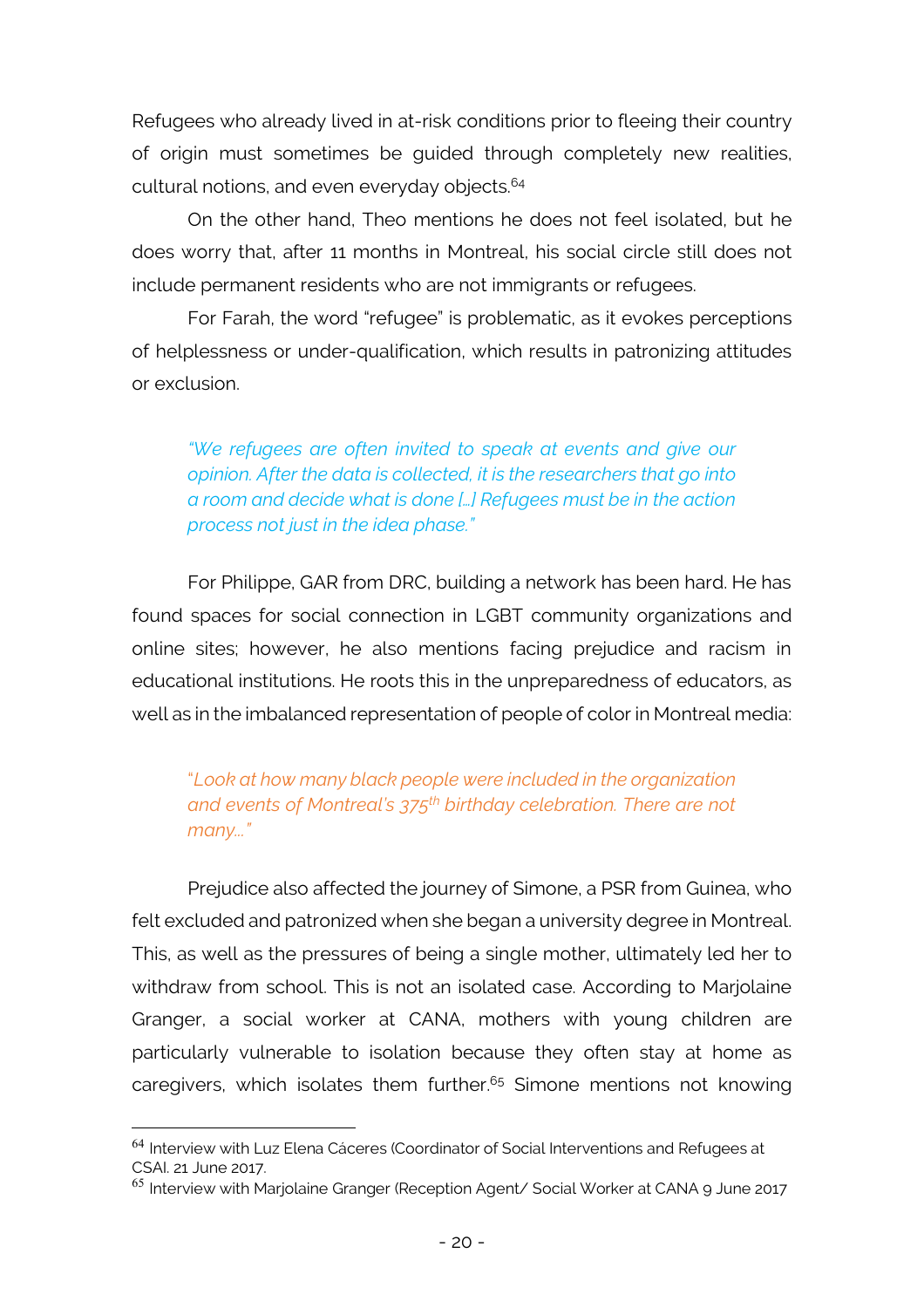Refugees who already lived in at-risk conditions prior to fleeing their country of origin must sometimes be guided through completely new realities, cultural notions, and even everyday objects.[64]

On the other hand, Theo mentions he does not feel isolated, but he does worry that, after 11 months in Montreal, his social circle still does not include permanent residents who are not immigrants or refugees.

For Farah, the word "refugee" is problematic, as it evokes perceptions of helplessness or under-qualification, which results in patronizing attitudes or exclusion.

> *"We refugees are often invited to speak at events and give our opinion. After the data is collected, it is the researchers that go into a room and decide what is done […] Refugees must be in the action process not just in the idea phase."*

For Philippe, GAR from DRC, building a network has been hard. He has found spaces for social connection in LGBT community organizations and online sites; however, he also mentions facing prejudice and racism in educational institutions. He roots this in the unpreparedness of educators, as well as in the imbalanced representation of people of color in Montreal media:

> "*Look at how many black people were included in the organization and events of Montreal's 375th birthday celebration. There are not many…"*

Prejudice also affected the journey of Simone, a PSR from Guinea, who felt excluded and patronized when she began a university degree in Montreal. This, as well as the pressures of being a single mother, ultimately led her to withdraw from school. This is not an isolated case. According to Marjolaine Granger, a social worker at CANA, mothers with young children are particularly vulnerable to isolation because they often stay at home as caregivers, which isolates them further.[65] Simone mentions not knowing

---

[64] Interview with Luz Elena Cáceres (Coordinator of Social Interventions and Refugees at CSAI. 21 June 2017.

[65] Interview with Marjolaine Granger (Reception Agent/ Social Worker at CANA 9 June 2017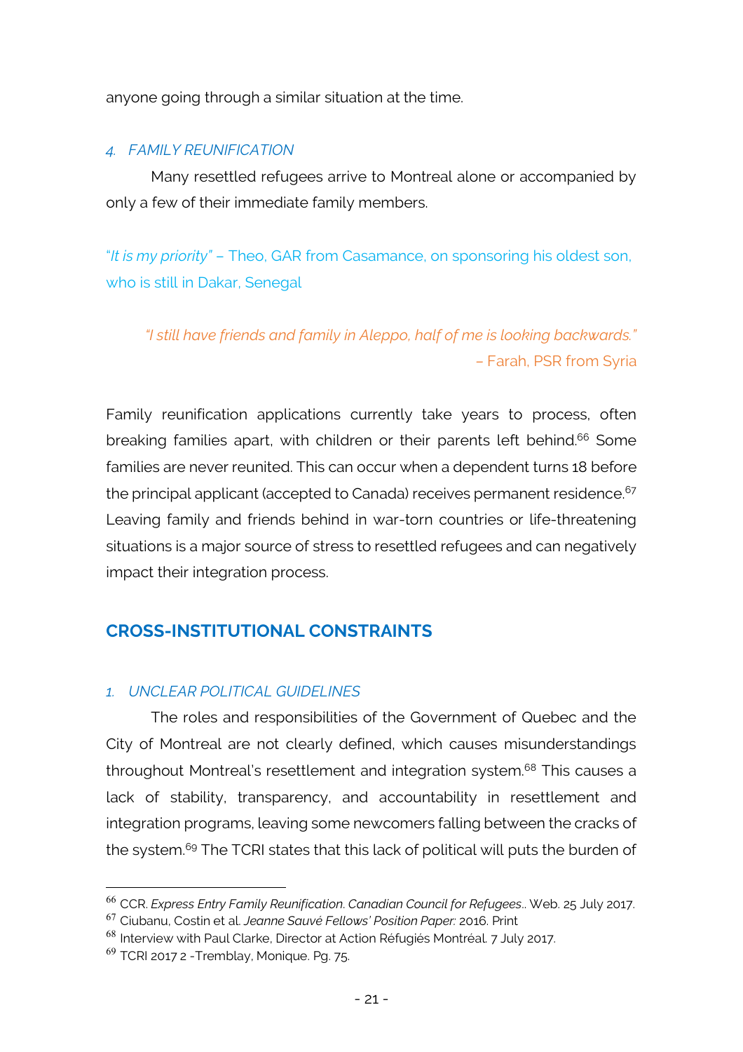anyone going through a similar situation at the time.

### *4. FAMILY REUNIFICATION*

Many resettled refugees arrive to Montreal alone or accompanied by only a few of their immediate family members.

"*It is my priority*" – Theo, GAR from Casamance, on sponsoring his oldest son, who is still in Dakar, Senegal

*"I still have friends and family in Aleppo, half of me is looking backwards."* – Farah, PSR from Syria

Family reunification applications currently take years to process, often breaking families apart, with children or their parents left behind.[66] Some families are never reunited. This can occur when a dependent turns 18 before the principal applicant (accepted to Canada) receives permanent residence.[67] Leaving family and friends behind in war-torn countries or life-threatening situations is a major source of stress to resettled refugees and can negatively impact their integration process.

## CROSS-INSTITUTIONAL CONSTRAINTS

### *1. UNCLEAR POLITICAL GUIDELINES*

The roles and responsibilities of the Government of Quebec and the City of Montreal are not clearly defined, which causes misunderstandings throughout Montreal's resettlement and integration system.[68] This causes a lack of stability, transparency, and accountability in resettlement and integration programs, leaving some newcomers falling between the cracks of the system.[69] The TCRI states that this lack of political will puts the burden of

---

[66] CCR. *Express Entry Family Reunification. Canadian Council for Refugees.*. Web. 25 July 2017.

[67] Ciubanu, Costin et al. *Jeanne Sauvé Fellows' Position Paper:* 2016. Print

[68] Interview with Paul Clarke, Director at Action Réfugiés Montréal. 7 July 2017.

[69] TCRI 2017 2 -Tremblay, Monique. Pg. 75.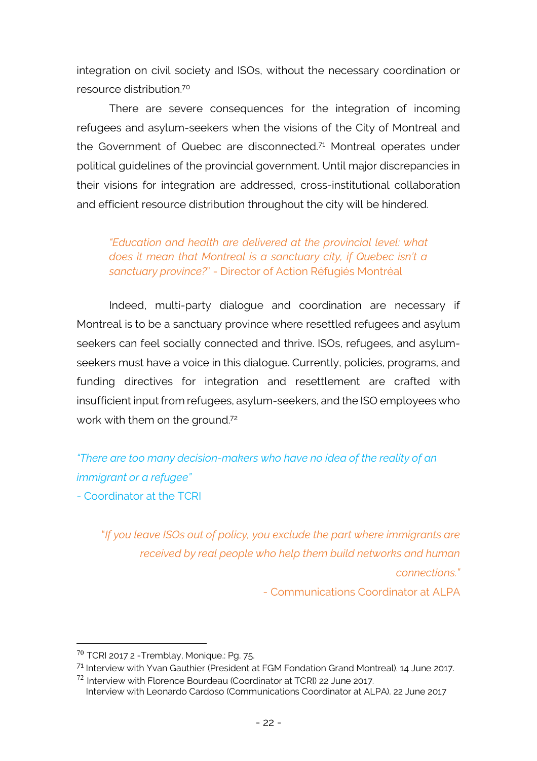integration on civil society and ISOs, without the necessary coordination or resource distribution.[70]

There are severe consequences for the integration of incoming refugees and asylum-seekers when the visions of the City of Montreal and the Government of Quebec are disconnected.[71] Montreal operates under political guidelines of the provincial government. Until major discrepancies in their visions for integration are addressed, cross-institutional collaboration and efficient resource distribution throughout the city will be hindered.

> *"Education and health are delivered at the provincial level: what does it mean that Montreal is a sanctuary city, if Quebec isn't a sanctuary province?"* - Director of Action Réfugiés Montréal

Indeed, multi-party dialogue and coordination are necessary if Montreal is to be a sanctuary province where resettled refugees and asylum seekers can feel socially connected and thrive. ISOs, refugees, and asylum-seekers must have a voice in this dialogue. Currently, policies, programs, and funding directives for integration and resettlement are crafted with insufficient input from refugees, asylum-seekers, and the ISO employees who work with them on the ground.[72]

> *"There are too many decision-makers who have no idea of the reality of an immigrant or a refugee"*
> - Coordinator at the TCRI

> *"If you leave ISOs out of policy, you exclude the part where immigrants are received by real people who help them build networks and human connections."*
> - Communications Coordinator at ALPA

---

[70] TCRI 2017 2 -Tremblay, Monique.: Pg. 75.

[71] Interview with Yvan Gauthier (President at FGM Fondation Grand Montreal). 14 June 2017.

[72] Interview with Florence Bourdeau (Coordinator at TCRI) 22 June 2017.
Interview with Leonardo Cardoso (Communications Coordinator at ALPA). 22 June 2017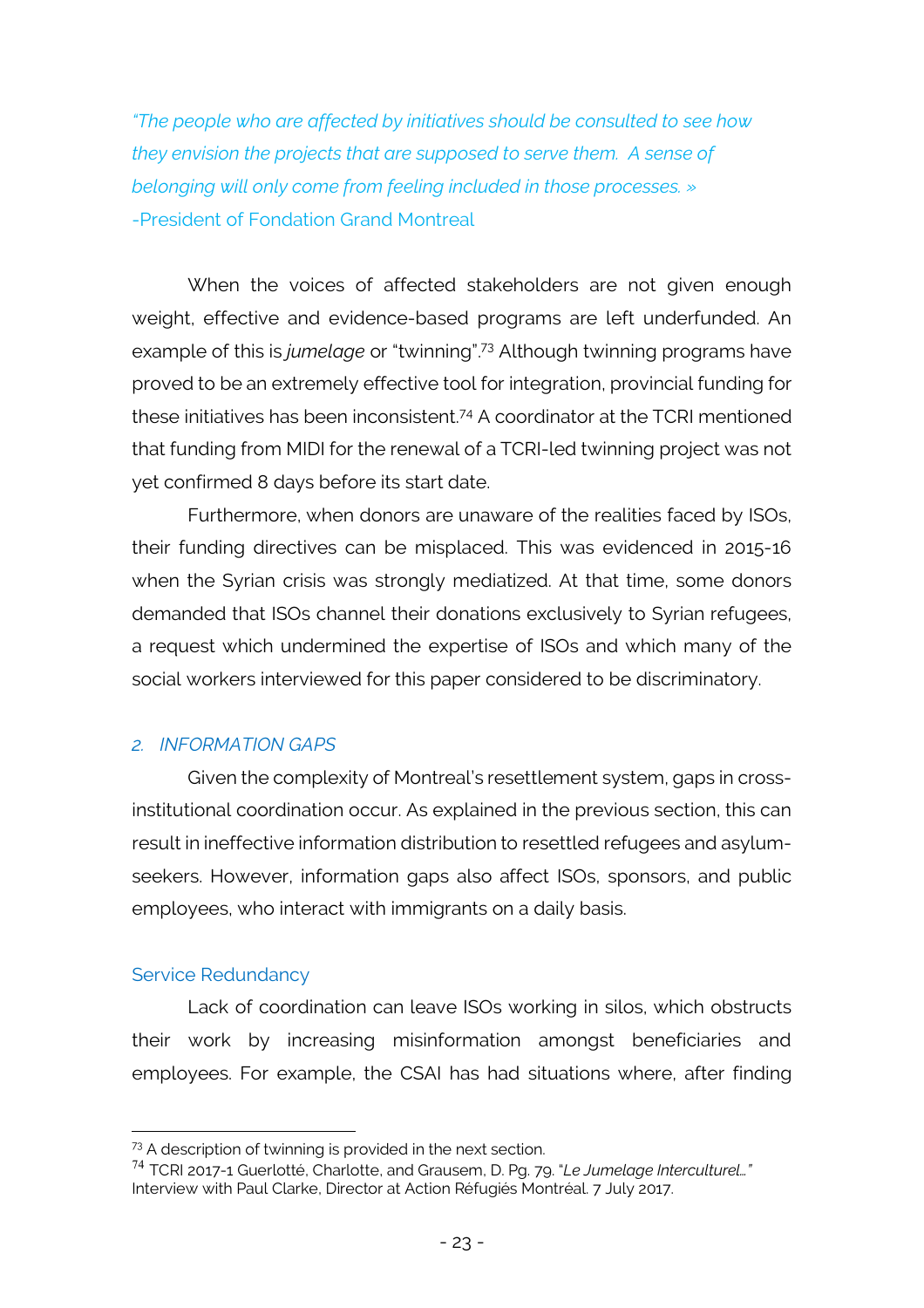*"The people who are affected by initiatives should be consulted to see how they envision the projects that are supposed to serve them. A sense of belonging will only come from feeling included in those processes. »*
-President of Fondation Grand Montreal

When the voices of affected stakeholders are not given enough weight, effective and evidence-based programs are left underfunded. An example of this is *jumelage* or "twinning".[73] Although twinning programs have proved to be an extremely effective tool for integration, provincial funding for these initiatives has been inconsistent.[74] A coordinator at the TCRI mentioned that funding from MIDI for the renewal of a TCRI-led twinning project was not yet confirmed 8 days before its start date.

Furthermore, when donors are unaware of the realities faced by ISOs, their funding directives can be misplaced. This was evidenced in 2015-16 when the Syrian crisis was strongly mediatized. At that time, some donors demanded that ISOs channel their donations exclusively to Syrian refugees, a request which undermined the expertise of ISOs and which many of the social workers interviewed for this paper considered to be discriminatory.

## 2. *INFORMATION GAPS*

Given the complexity of Montreal's resettlement system, gaps in cross-institutional coordination occur. As explained in the previous section, this can result in ineffective information distribution to resettled refugees and asylum-seekers. However, information gaps also affect ISOs, sponsors, and public employees, who interact with immigrants on a daily basis.

### Service Redundancy

Lack of coordination can leave ISOs working in silos, which obstructs their work by increasing misinformation amongst beneficiaries and employees. For example, the CSAI has had situations where, after finding

---

[73] A description of twinning is provided in the next section.

[74] TCRI 2017-1 Guerlotté, Charlotte, and Grausem, D. Pg. 79. "*Le Jumelage Interculturel…"* Interview with Paul Clarke, Director at Action Réfugiés Montréal. 7 July 2017.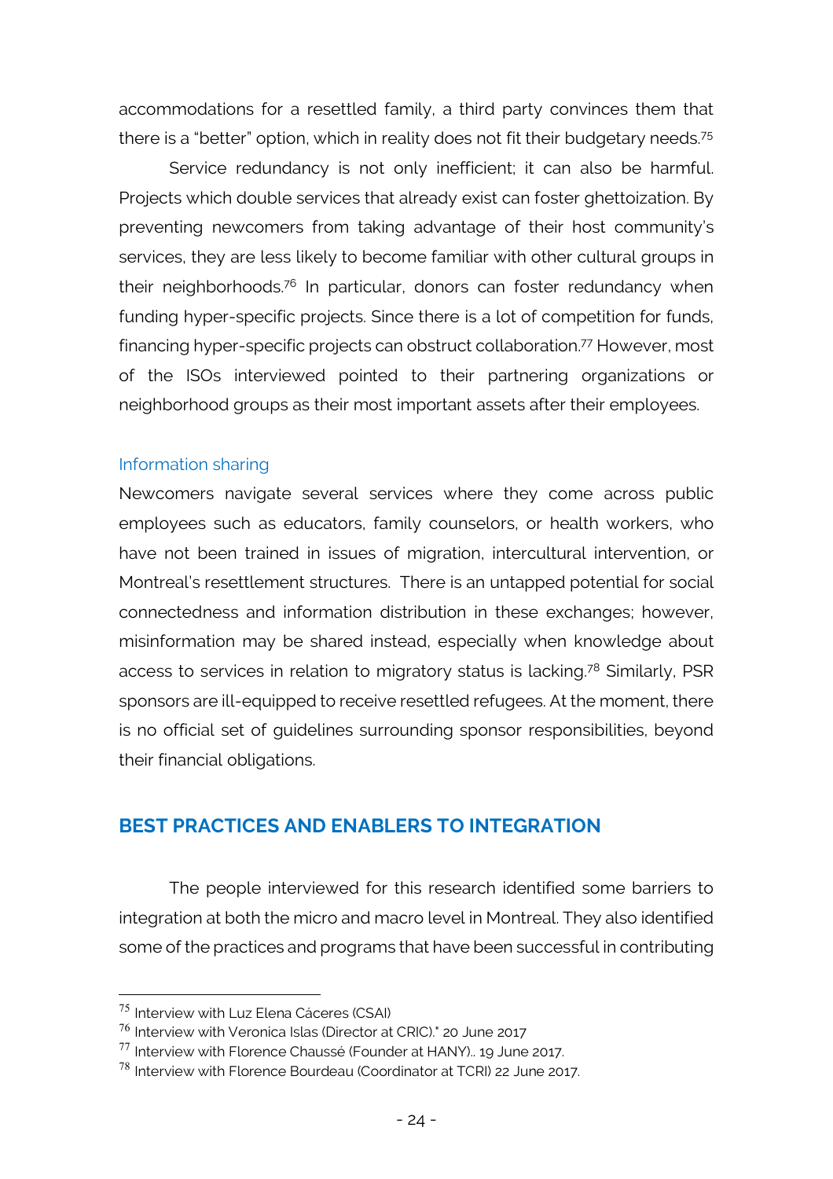accommodations for a resettled family, a third party convinces them that there is a "better" option, which in reality does not fit their budgetary needs.[75]

Service redundancy is not only inefficient; it can also be harmful. Projects which double services that already exist can foster ghettoization. By preventing newcomers from taking advantage of their host community's services, they are less likely to become familiar with other cultural groups in their neighborhoods.[76] In particular, donors can foster redundancy when funding hyper-specific projects. Since there is a lot of competition for funds, financing hyper-specific projects can obstruct collaboration.[77] However, most of the ISOs interviewed pointed to their partnering organizations or neighborhood groups as their most important assets after their employees.

### Information sharing

Newcomers navigate several services where they come across public employees such as educators, family counselors, or health workers, who have not been trained in issues of migration, intercultural intervention, or Montreal's resettlement structures. There is an untapped potential for social connectedness and information distribution in these exchanges; however, misinformation may be shared instead, especially when knowledge about access to services in relation to migratory status is lacking.[78] Similarly, PSR sponsors are ill-equipped to receive resettled refugees. At the moment, there is no official set of guidelines surrounding sponsor responsibilities, beyond their financial obligations.

## BEST PRACTICES AND ENABLERS TO INTEGRATION

The people interviewed for this research identified some barriers to integration at both the micro and macro level in Montreal. They also identified some of the practices and programs that have been successful in contributing

---

[75] Interview with Luz Elena Cáceres (CSAI)

[76] Interview with Veronica Islas (Director at CRIC)." 20 June 2017

[77] Interview with Florence Chaussé (Founder at HANY).. 19 June 2017.

[78] Interview with Florence Bourdeau (Coordinator at TCRI) 22 June 2017.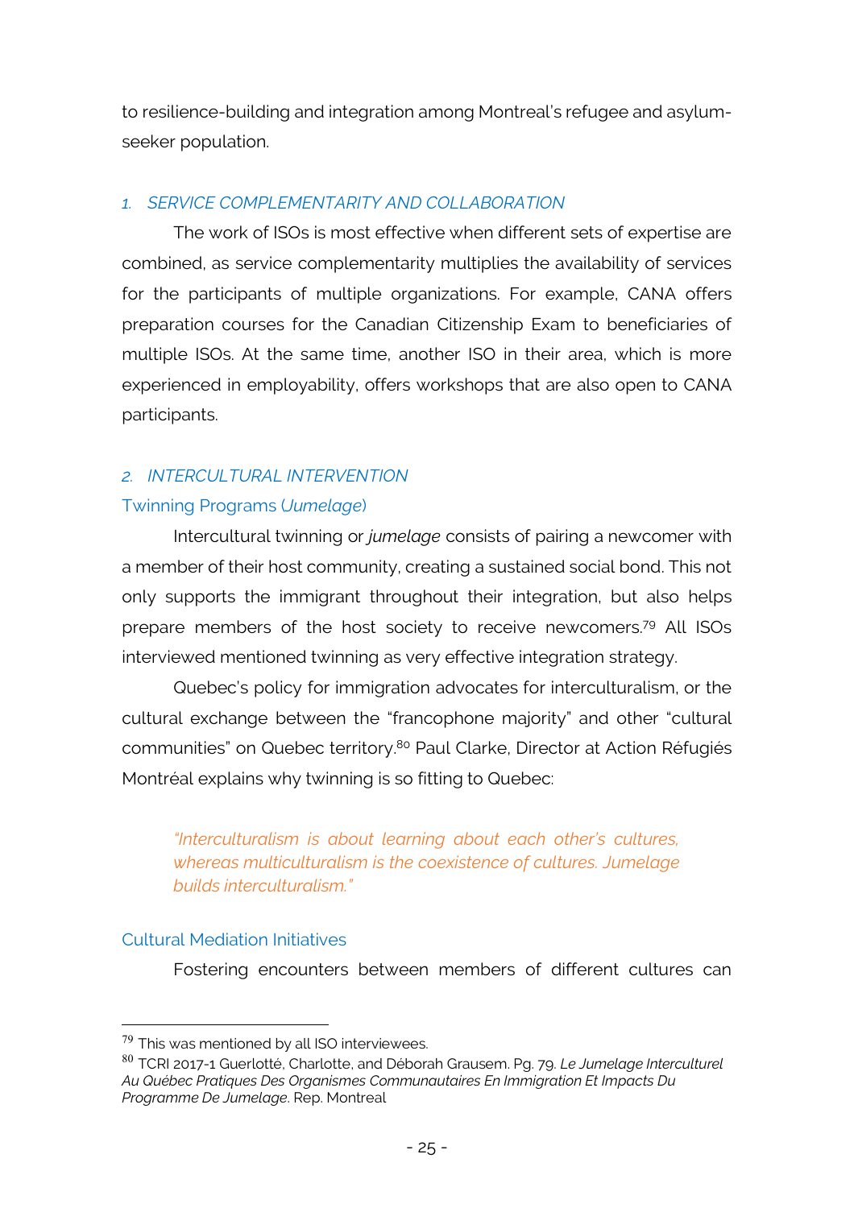to resilience-building and integration among Montreal's refugee and asylum-seeker population.

### *1. SERVICE COMPLEMENTARITY AND COLLABORATION*

The work of ISOs is most effective when different sets of expertise are combined, as service complementarity multiplies the availability of services for the participants of multiple organizations. For example, CANA offers preparation courses for the Canadian Citizenship Exam to beneficiaries of multiple ISOs. At the same time, another ISO in their area, which is more experienced in employability, offers workshops that are also open to CANA participants.

### *2. INTERCULTURAL INTERVENTION*

#### Twinning Programs (*Jumelage*)

Intercultural twinning or *jumelage* consists of pairing a newcomer with a member of their host community, creating a sustained social bond. This not only supports the immigrant throughout their integration, but also helps prepare members of the host society to receive newcomers.[79] All ISOs interviewed mentioned twinning as very effective integration strategy.

Quebec's policy for immigration advocates for interculturalism, or the cultural exchange between the "francophone majority" and other "cultural communities" on Quebec territory.[80] Paul Clarke, Director at Action Réfugiés Montréal explains why twinning is so fitting to Quebec:

> *"Interculturalism is about learning about each other's cultures, whereas multiculturalism is the coexistence of cultures. Jumelage builds interculturalism."*

#### Cultural Mediation Initiatives

Fostering encounters between members of different cultures can

---

[79] This was mentioned by all ISO interviewees.

[80] TCRI 2017-1 Guerlotté, Charlotte, and Déborah Grausem. Pg. 79. *Le Jumelage Interculturel Au Québec Pratiques Des Organismes Communautaires En Immigration Et Impacts Du Programme De Jumelage*. Rep. Montreal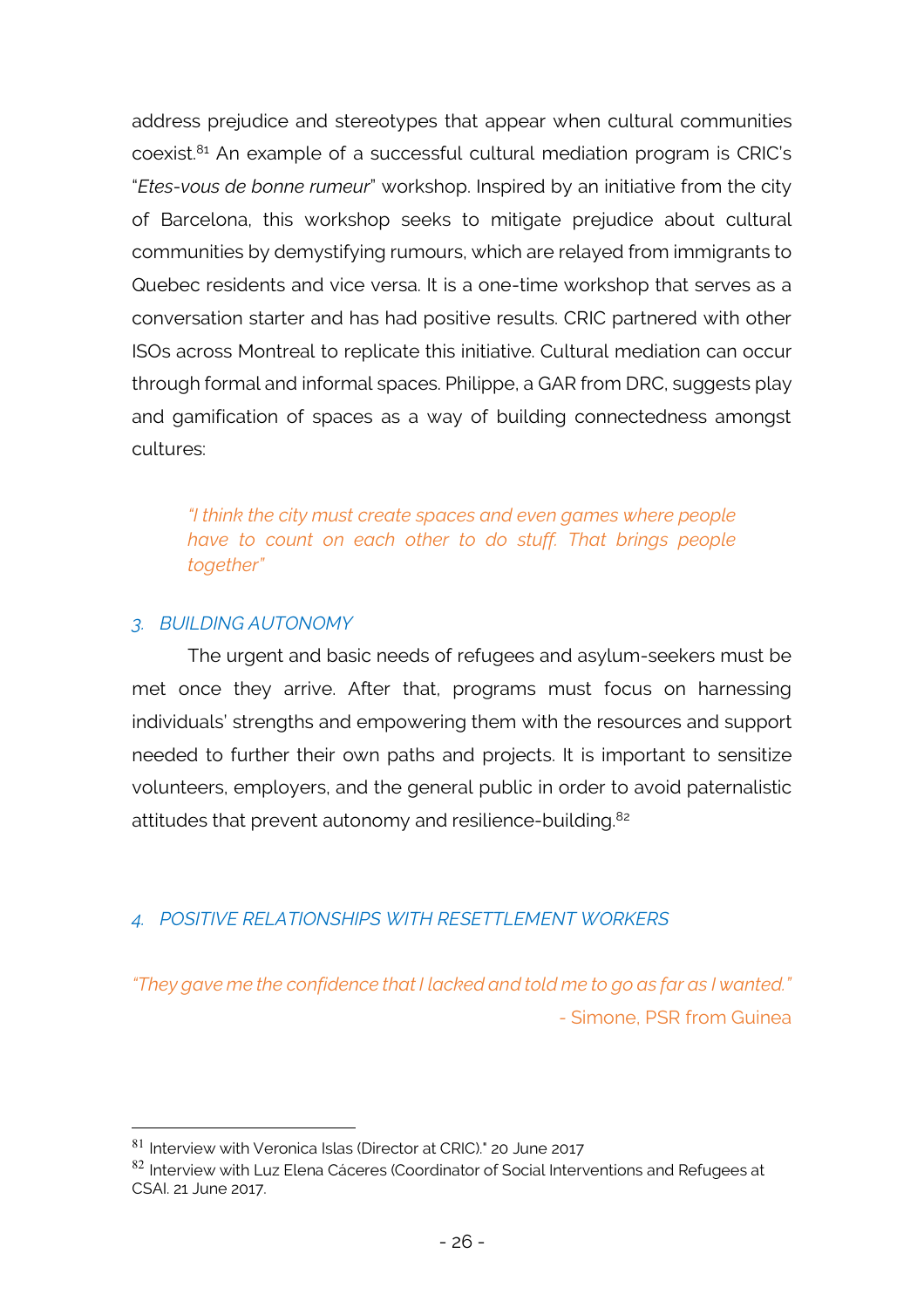address prejudice and stereotypes that appear when cultural communities coexist.[81] An example of a successful cultural mediation program is CRIC's "*Etes-vous de bonne rumeur*" workshop. Inspired by an initiative from the city of Barcelona, this workshop seeks to mitigate prejudice about cultural communities by demystifying rumours, which are relayed from immigrants to Quebec residents and vice versa. It is a one-time workshop that serves as a conversation starter and has had positive results. CRIC partnered with other ISOs across Montreal to replicate this initiative. Cultural mediation can occur through formal and informal spaces. Philippe, a GAR from DRC, suggests play and gamification of spaces as a way of building connectedness amongst cultures:

> *"I think the city must create spaces and even games where people have to count on each other to do stuff. That brings people together"*

### *3. BUILDING AUTONOMY*

The urgent and basic needs of refugees and asylum-seekers must be met once they arrive. After that, programs must focus on harnessing individuals' strengths and empowering them with the resources and support needed to further their own paths and projects. It is important to sensitize volunteers, employers, and the general public in order to avoid paternalistic attitudes that prevent autonomy and resilience-building.[82]

### *4. POSITIVE RELATIONSHIPS WITH RESETTLEMENT WORKERS*

*"They gave me the confidence that I lacked and told me to go as far as I wanted."*

- Simone, PSR from Guinea

[81] Interview with Veronica Islas (Director at CRIC)." 20 June 2017

[82] Interview with Luz Elena Cáceres (Coordinator of Social Interventions and Refugees at CSAI. 21 June 2017.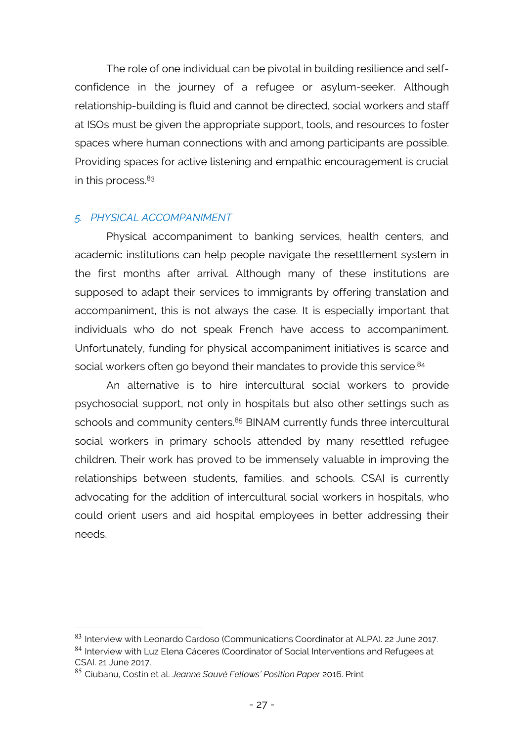The role of one individual can be pivotal in building resilience and self-confidence in the journey of a refugee or asylum-seeker. Although relationship-building is fluid and cannot be directed, social workers and staff at ISOs must be given the appropriate support, tools, and resources to foster spaces where human connections with and among participants are possible. Providing spaces for active listening and empathic encouragement is crucial in this process.[83]

### *5. PHYSICAL ACCOMPANIMENT*

Physical accompaniment to banking services, health centers, and academic institutions can help people navigate the resettlement system in the first months after arrival. Although many of these institutions are supposed to adapt their services to immigrants by offering translation and accompaniment, this is not always the case. It is especially important that individuals who do not speak French have access to accompaniment. Unfortunately, funding for physical accompaniment initiatives is scarce and social workers often go beyond their mandates to provide this service.[84]

An alternative is to hire intercultural social workers to provide psychosocial support, not only in hospitals but also other settings such as schools and community centers.[85] BINAM currently funds three intercultural social workers in primary schools attended by many resettled refugee children. Their work has proved to be immensely valuable in improving the relationships between students, families, and schools. CSAI is currently advocating for the addition of intercultural social workers in hospitals, who could orient users and aid hospital employees in better addressing their needs.

---

[83] Interview with Leonardo Cardoso (Communications Coordinator at ALPA). 22 June 2017.

[84] Interview with Luz Elena Cáceres (Coordinator of Social Interventions and Refugees at CSAI. 21 June 2017.

[85] Ciubanu, Costin et al. *Jeanne Sauvé Fellows' Position Paper* 2016. Print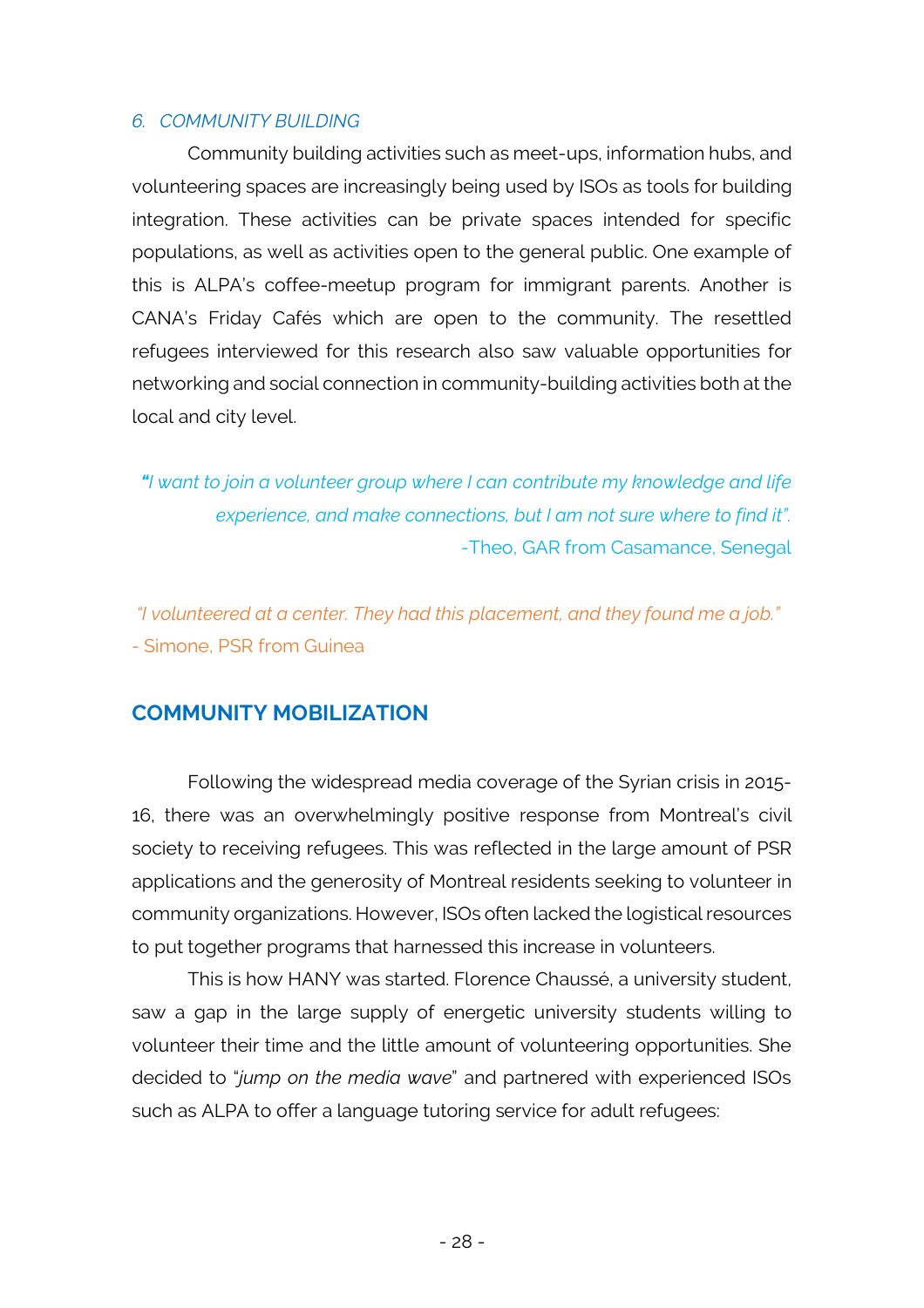### *6. COMMUNITY BUILDING*

Community building activities such as meet-ups, information hubs, and volunteering spaces are increasingly being used by ISOs as tools for building integration. These activities can be private spaces intended for specific populations, as well as activities open to the general public. One example of this is ALPA's coffee-meetup program for immigrant parents. Another is CANA's Friday Cafés which are open to the community. The resettled refugees interviewed for this research also saw valuable opportunities for networking and social connection in community-building activities both at the local and city level.

> ***"****I want to join a volunteer group where I can contribute my knowledge and life experience, and make connections, but I am not sure where to find it".*
> -Theo, GAR from Casamance, Senegal

> *"I volunteered at a center. They had this placement, and they found me a job."*
> - Simone, PSR from Guinea

## COMMUNITY MOBILIZATION

Following the widespread media coverage of the Syrian crisis in 2015-16, there was an overwhelmingly positive response from Montreal's civil society to receiving refugees. This was reflected in the large amount of PSR applications and the generosity of Montreal residents seeking to volunteer in community organizations. However, ISOs often lacked the logistical resources to put together programs that harnessed this increase in volunteers.

This is how HANY was started. Florence Chaussé, a university student, saw a gap in the large supply of energetic university students willing to volunteer their time and the little amount of volunteering opportunities. She decided to "*jump on the media wave*" and partnered with experienced ISOs such as ALPA to offer a language tutoring service for adult refugees: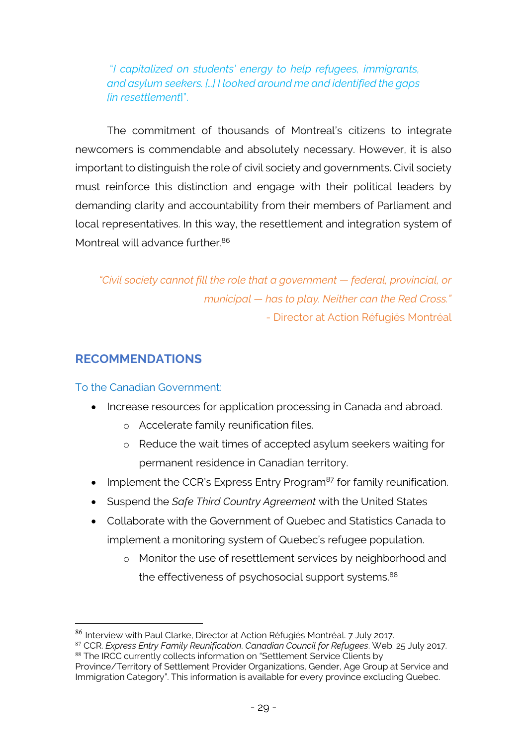*"I capitalized on students' energy to help refugees, immigrants, and asylum seekers. [...] I looked around me and identified the gaps [in resettlement]".*

The commitment of thousands of Montreal's citizens to integrate newcomers is commendable and absolutely necessary. However, it is also important to distinguish the role of civil society and governments. Civil society must reinforce this distinction and engage with their political leaders by demanding clarity and accountability from their members of Parliament and local representatives. In this way, the resettlement and integration system of Montreal will advance further.[86]

*"Civil society cannot fill the role that a government — federal, provincial, or municipal — has to play. Neither can the Red Cross."*
- Director at Action Réfugiés Montréal

## RECOMMENDATIONS

### To the Canadian Government:

- Increase resources for application processing in Canada and abroad.
  - Accelerate family reunification files.
  - Reduce the wait times of accepted asylum seekers waiting for permanent residence in Canadian territory.
- Implement the CCR's Express Entry Program[87] for family reunification.
- Suspend the *Safe Third Country Agreement* with the United States
- Collaborate with the Government of Quebec and Statistics Canada to implement a monitoring system of Quebec's refugee population.
  - Monitor the use of resettlement services by neighborhood and the effectiveness of psychosocial support systems.[88]

---

[86] Interview with Paul Clarke, Director at Action Réfugiés Montréal. 7 July 2017.

[87] CCR. *Express Entry Family Reunification. Canadian Council for Refugees*. Web. 25 July 2017.

[88] The IRCC currently collects information on "Settlement Service Clients by Province/Territory of Settlement Provider Organizations, Gender, Age Group at Service and Immigration Category". This information is available for every province excluding Quebec.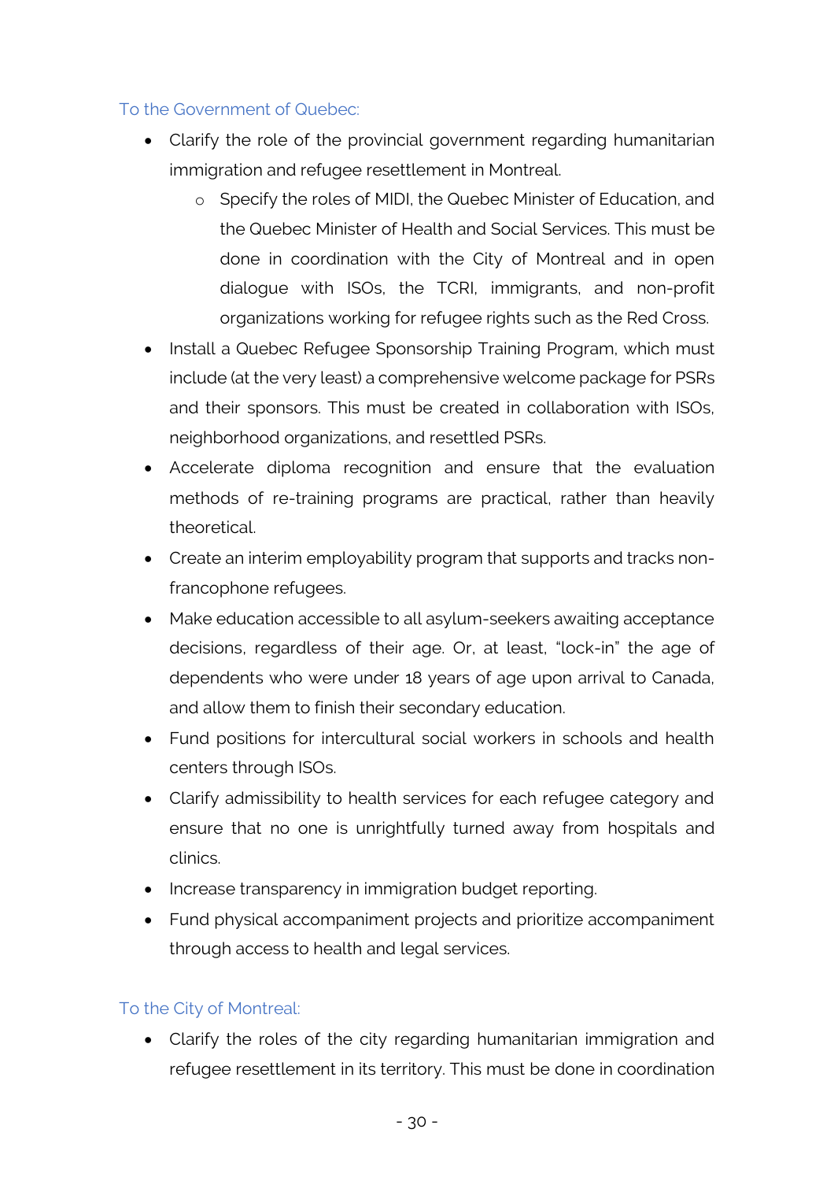### To the Government of Quebec:

- Clarify the role of the provincial government regarding humanitarian immigration and refugee resettlement in Montreal.
    - Specify the roles of MIDI, the Quebec Minister of Education, and the Quebec Minister of Health and Social Services. This must be done in coordination with the City of Montreal and in open dialogue with ISOs, the TCRI, immigrants, and non-profit organizations working for refugee rights such as the Red Cross.
- Install a Quebec Refugee Sponsorship Training Program, which must include (at the very least) a comprehensive welcome package for PSRs and their sponsors. This must be created in collaboration with ISOs, neighborhood organizations, and resettled PSRs.
- Accelerate diploma recognition and ensure that the evaluation methods of re-training programs are practical, rather than heavily theoretical.
- Create an interim employability program that supports and tracks non-francophone refugees.
- Make education accessible to all asylum-seekers awaiting acceptance decisions, regardless of their age. Or, at least, "lock-in" the age of dependents who were under 18 years of age upon arrival to Canada, and allow them to finish their secondary education.
- Fund positions for intercultural social workers in schools and health centers through ISOs.
- Clarify admissibility to health services for each refugee category and ensure that no one is unrightfully turned away from hospitals and clinics.
- Increase transparency in immigration budget reporting.
- Fund physical accompaniment projects and prioritize accompaniment through access to health and legal services.

### To the City of Montreal:

- Clarify the roles of the city regarding humanitarian immigration and refugee resettlement in its territory. This must be done in coordination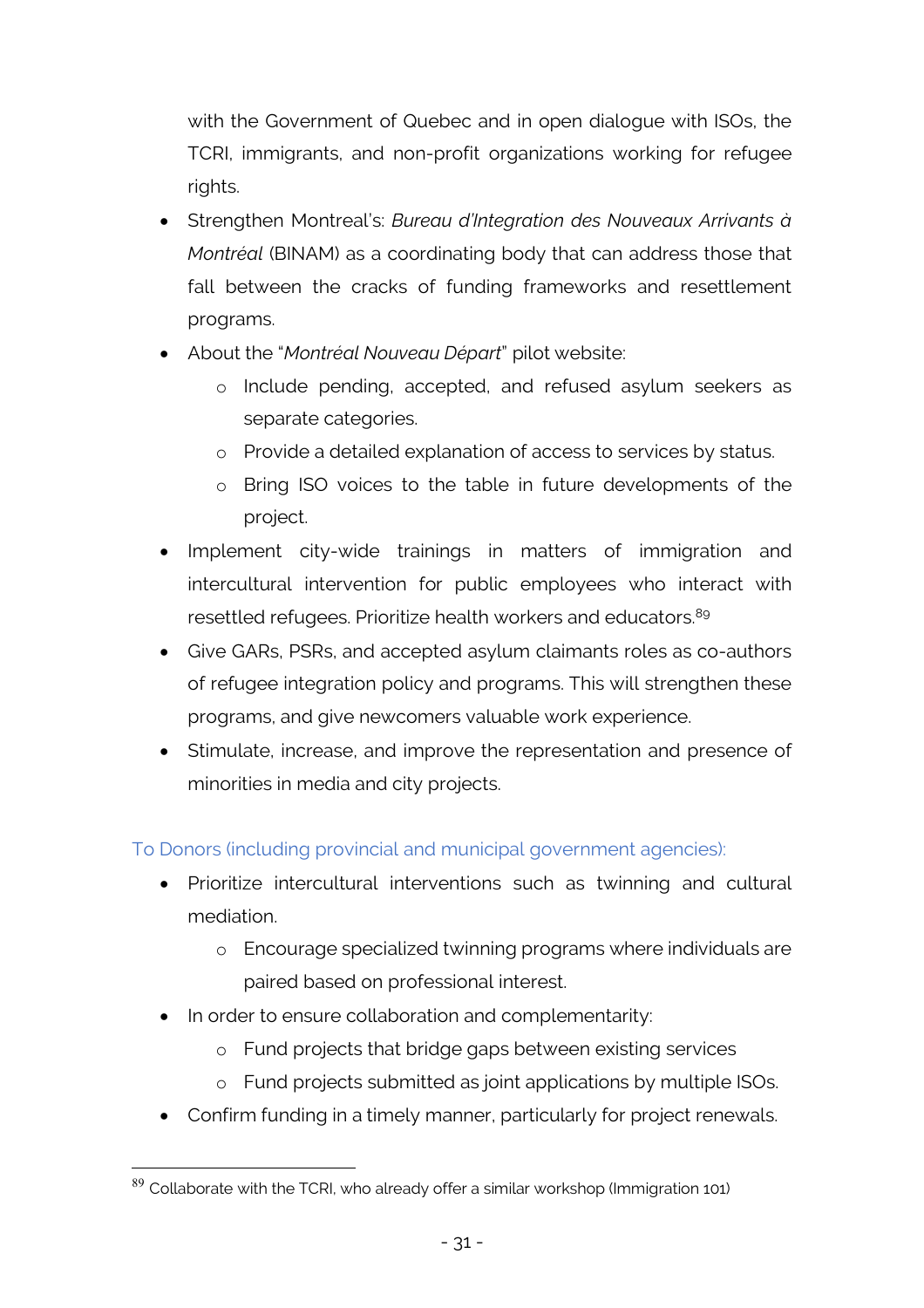with the Government of Quebec and in open dialogue with ISOs, the TCRI, immigrants, and non-profit organizations working for refugee rights.

- Strengthen Montreal's: *Bureau d'Integration des Nouveaux Arrivants à Montréal* (BINAM) as a coordinating body that can address those that fall between the cracks of funding frameworks and resettlement programs.
- About the "*Montréal Nouveau Départ*" pilot website:
  - Include pending, accepted, and refused asylum seekers as separate categories.
  - Provide a detailed explanation of access to services by status.
  - Bring ISO voices to the table in future developments of the project.
- Implement city-wide trainings in matters of immigration and intercultural intervention for public employees who interact with resettled refugees. Prioritize health workers and educators.[89]
- Give GARs, PSRs, and accepted asylum claimants roles as co-authors of refugee integration policy and programs. This will strengthen these programs, and give newcomers valuable work experience.
- Stimulate, increase, and improve the representation and presence of minorities in media and city projects.

### To Donors (including provincial and municipal government agencies):

- Prioritize intercultural interventions such as twinning and cultural mediation.
  - Encourage specialized twinning programs where individuals are paired based on professional interest.
- In order to ensure collaboration and complementarity:
  - Fund projects that bridge gaps between existing services
  - Fund projects submitted as joint applications by multiple ISOs.
- Confirm funding in a timely manner, particularly for project renewals.

---

[89] Collaborate with the TCRI, who already offer a similar workshop (Immigration 101)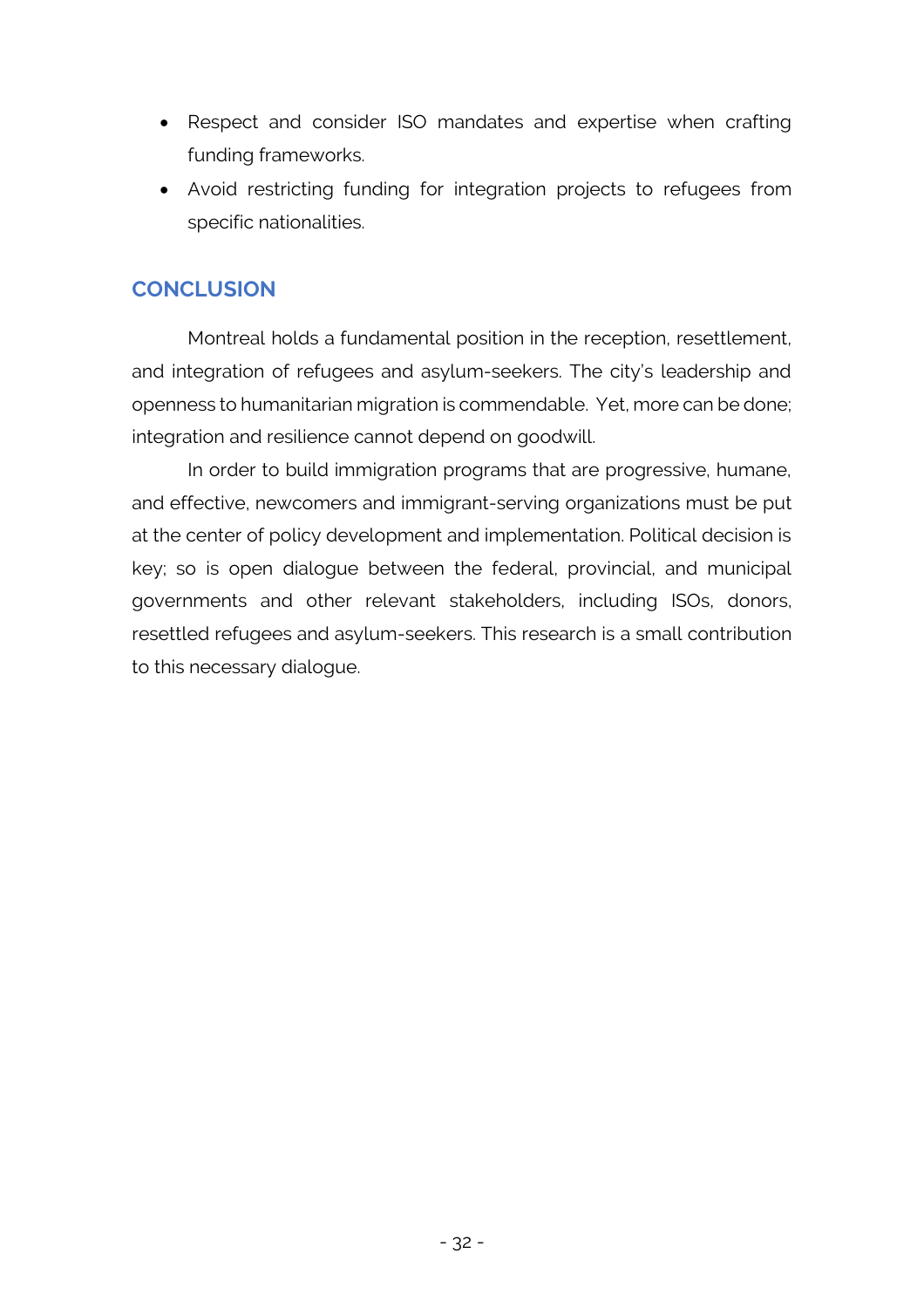- Respect and consider ISO mandates and expertise when crafting funding frameworks.
- Avoid restricting funding for integration projects to refugees from specific nationalities.

## CONCLUSION

Montreal holds a fundamental position in the reception, resettlement, and integration of refugees and asylum-seekers. The city's leadership and openness to humanitarian migration is commendable. Yet, more can be done; integration and resilience cannot depend on goodwill.

In order to build immigration programs that are progressive, humane, and effective, newcomers and immigrant-serving organizations must be put at the center of policy development and implementation. Political decision is key; so is open dialogue between the federal, provincial, and municipal governments and other relevant stakeholders, including ISOs, donors, resettled refugees and asylum-seekers. This research is a small contribution to this necessary dialogue.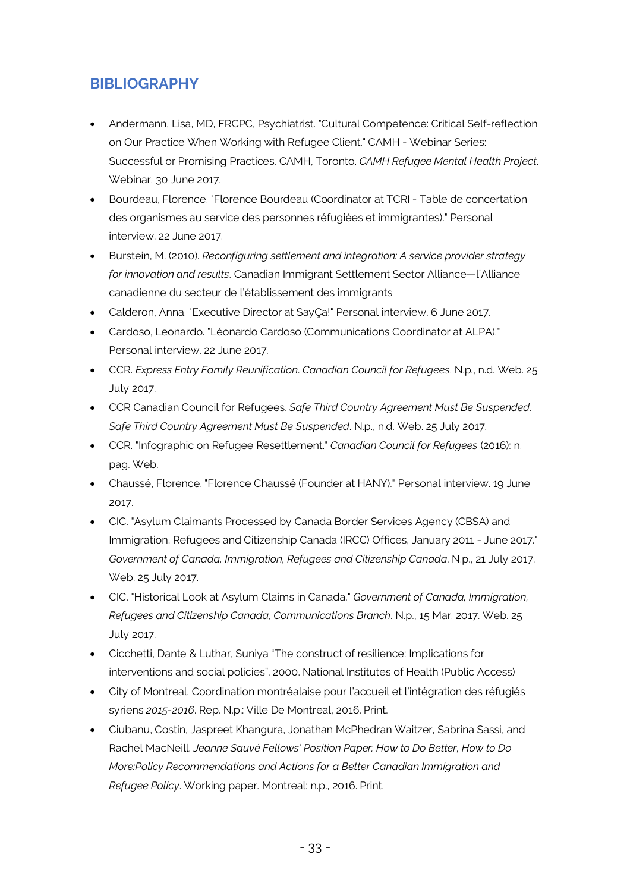## BIBLIOGRAPHY

- Andermann, Lisa, MD, FRCPC, Psychiatrist. "Cultural Competence: Critical Self-reflection on Our Practice When Working with Refugee Client." CAMH - Webinar Series: Successful or Promising Practices. CAMH, Toronto. *CAMH Refugee Mental Health Project*. Webinar. 30 June 2017.
- Bourdeau, Florence. "Florence Bourdeau (Coordinator at TCRI - Table de concertation des organismes au service des personnes réfugiées et immigrantes)." Personal interview. 22 June 2017.
- Burstein, M. (2010). *Reconfiguring settlement and integration: A service provider strategy for innovation and results*. Canadian Immigrant Settlement Sector Alliance—l'Alliance canadienne du secteur de l'établissement des immigrants
- Calderon, Anna. "Executive Director at SayÇa!" Personal interview. 6 June 2017.
- Cardoso, Leonardo. "Léonardo Cardoso (Communications Coordinator at ALPA)." Personal interview. 22 June 2017.
- CCR. *Express Entry Family Reunification*. *Canadian Council for Refugees*. N.p., n.d. Web. 25 July 2017.
- CCR Canadian Council for Refugees. *Safe Third Country Agreement Must Be Suspended*. *Safe Third Country Agreement Must Be Suspended*. N.p., n.d. Web. 25 July 2017.
- CCR. "Infographic on Refugee Resettlement." *Canadian Council for Refugees* (2016): n. pag. Web.
- Chaussé, Florence. "Florence Chaussé (Founder at HANY)." Personal interview. 19 June 2017.
- CIC. "Asylum Claimants Processed by Canada Border Services Agency (CBSA) and Immigration, Refugees and Citizenship Canada (IRCC) Offices, January 2011 - June 2017." *Government of Canada, Immigration, Refugees and Citizenship Canada*. N.p., 21 July 2017. Web. 25 July 2017.
- CIC. "Historical Look at Asylum Claims in Canada." *Government of Canada, Immigration, Refugees and Citizenship Canada, Communications Branch*. N.p., 15 Mar. 2017. Web. 25 July 2017.
- Cicchetti, Dante & Luthar, Suniya "The construct of resilience: Implications for interventions and social policies". 2000. National Institutes of Health (Public Access)
- City of Montreal. Coordination montréalaise pour l'accueil et l'intégration des réfugiés syriens *2015-2016*. Rep. N.p.: Ville De Montreal, 2016. Print.
- Ciubanu, Costin, Jaspreet Khangura, Jonathan McPhedran Waitzer, Sabrina Sassi, and Rachel MacNeill. *Jeanne Sauvé Fellows' Position Paper: How to Do Better, How to Do More:Policy Recommendations and Actions for a Better Canadian Immigration and Refugee Policy*. Working paper. Montreal: n.p., 2016. Print.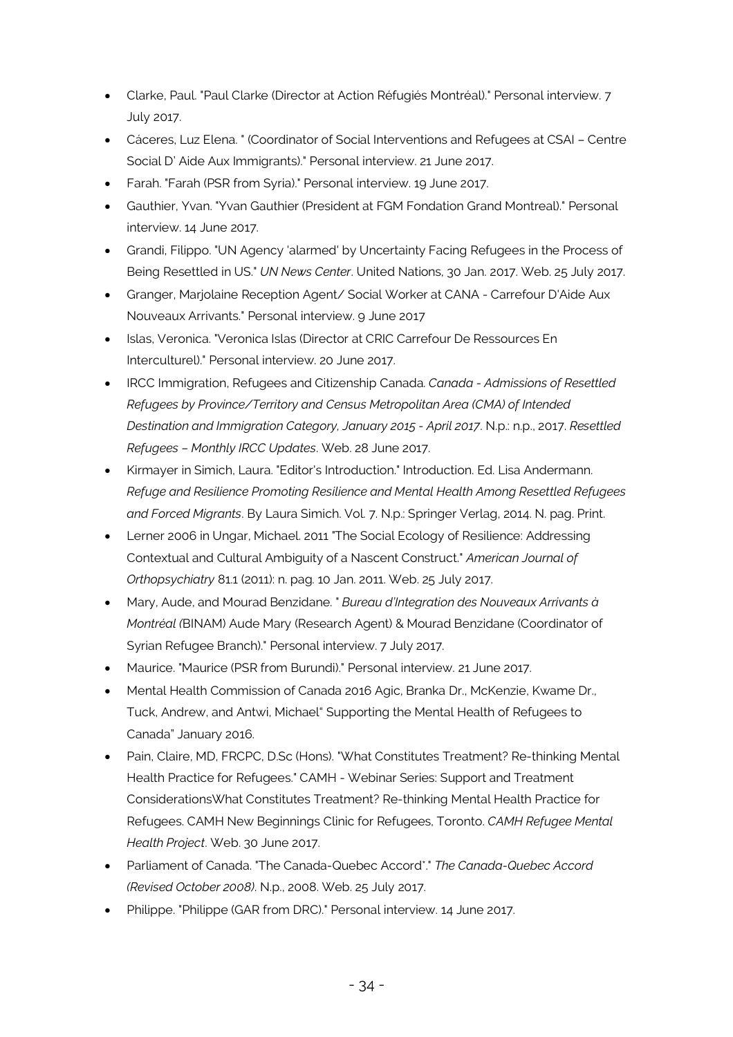- Clarke, Paul. "Paul Clarke (Director at Action Réfugiés Montréal)." Personal interview. 7 July 2017.
- Cáceres, Luz Elena. " (Coordinator of Social Interventions and Refugees at CSAI – Centre Social D' Aide Aux Immigrants)." Personal interview. 21 June 2017.
- Farah. "Farah (PSR from Syria)." Personal interview. 19 June 2017.
- Gauthier, Yvan. "Yvan Gauthier (President at FGM Fondation Grand Montreal)." Personal interview. 14 June 2017.
- Grandi, Filippo. "UN Agency 'alarmed' by Uncertainty Facing Refugees in the Process of Being Resettled in US." *UN News Center*. United Nations, 30 Jan. 2017. Web. 25 July 2017.
- Granger, Marjolaine Reception Agent/ Social Worker at CANA - Carrefour D'Aide Aux Nouveaux Arrivants." Personal interview. 9 June 2017
- Islas, Veronica. "Veronica Islas (Director at CRIC Carrefour De Ressources En Interculturel)." Personal interview. 20 June 2017.
- IRCC Immigration, Refugees and Citizenship Canada. *Canada - Admissions of Resettled Refugees by Province/Territory and Census Metropolitan Area (CMA) of Intended Destination and Immigration Category, January 2015 - April 2017*. N.p.: n.p., 2017. *Resettled Refugees – Monthly IRCC Updates*. Web. 28 June 2017.
- Kirmayer in Simich, Laura. "Editor's Introduction." Introduction. Ed. Lisa Andermann. *Refuge and Resilience Promoting Resilience and Mental Health Among Resettled Refugees and Forced Migrants*. By Laura Simich. Vol. 7. N.p.: Springer Verlag, 2014. N. pag. Print.
- Lerner 2006 in Ungar, Michael. 2011 "The Social Ecology of Resilience: Addressing Contextual and Cultural Ambiguity of a Nascent Construct." *American Journal of Orthopsychiatry* 81.1 (2011): n. pag. 10 Jan. 2011. Web. 25 July 2017.
- Mary, Aude, and Mourad Benzidane. " *Bureau d'Integration des Nouveaux Arrivants à Montréal (*BINAM) Aude Mary (Research Agent) & Mourad Benzidane (Coordinator of Syrian Refugee Branch)." Personal interview. 7 July 2017.
- Maurice. "Maurice (PSR from Burundi)." Personal interview. 21 June 2017.
- Mental Health Commission of Canada 2016 Agic, Branka Dr., McKenzie, Kwame Dr., Tuck, Andrew, and Antwi, Michael" Supporting the Mental Health of Refugees to Canada" January 2016.
- Pain, Claire, MD, FRCPC, D.Sc (Hons). "What Constitutes Treatment? Re-thinking Mental Health Practice for Refugees." CAMH - Webinar Series: Support and Treatment ConsiderationsWhat Constitutes Treatment? Re-thinking Mental Health Practice for Refugees. CAMH New Beginnings Clinic for Refugees, Toronto. *CAMH Refugee Mental Health Project*. Web. 30 June 2017.
- Parliament of Canada. "The Canada-Quebec Accord*." *The Canada-Quebec Accord (Revised October 2008)*. N.p., 2008. Web. 25 July 2017.
- Philippe. "Philippe (GAR from DRC)." Personal interview. 14 June 2017.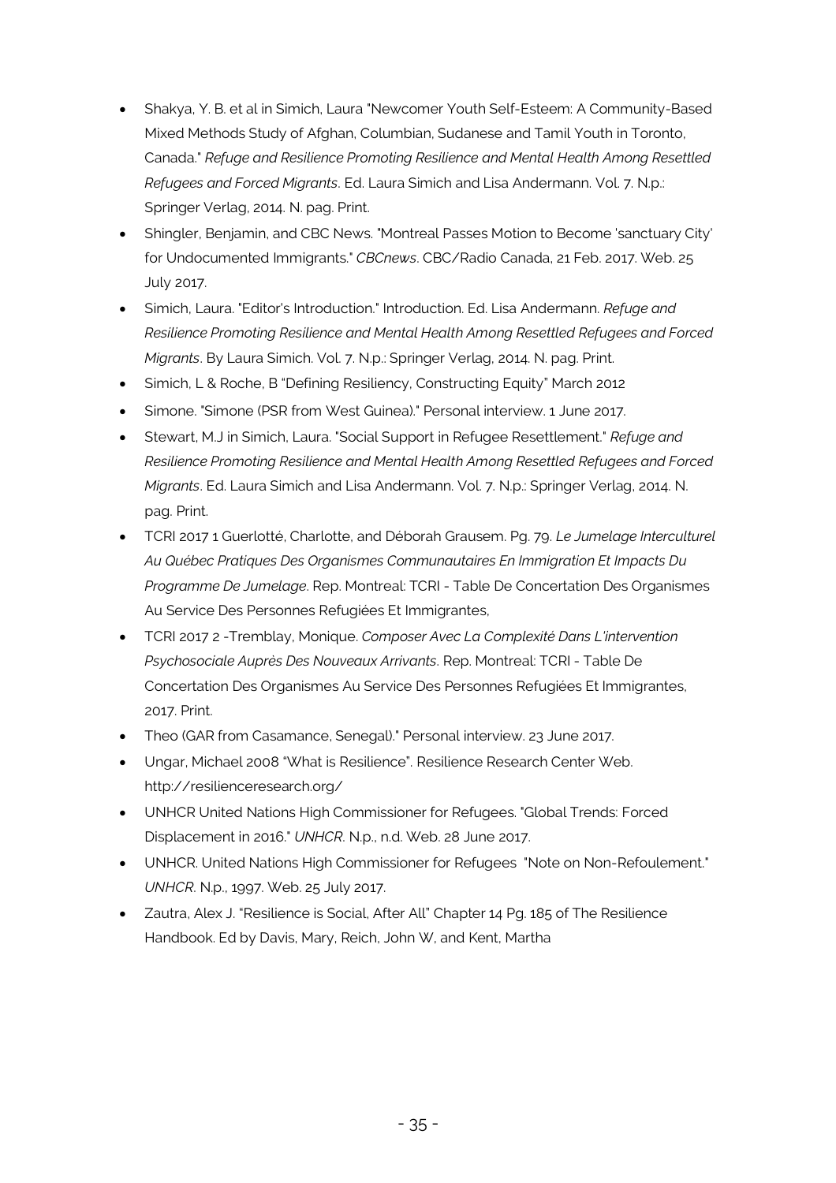- Shakya, Y. B. et al in Simich, Laura "Newcomer Youth Self-Esteem: A Community-Based Mixed Methods Study of Afghan, Columbian, Sudanese and Tamil Youth in Toronto, Canada." *Refuge and Resilience Promoting Resilience and Mental Health Among Resettled Refugees and Forced Migrants*. Ed. Laura Simich and Lisa Andermann. Vol. 7. N.p.: Springer Verlag, 2014. N. pag. Print.
- Shingler, Benjamin, and CBC News. "Montreal Passes Motion to Become 'sanctuary City' for Undocumented Immigrants." *CBCnews*. CBC/Radio Canada, 21 Feb. 2017. Web. 25 July 2017.
- Simich, Laura. "Editor's Introduction." Introduction. Ed. Lisa Andermann. *Refuge and Resilience Promoting Resilience and Mental Health Among Resettled Refugees and Forced Migrants*. By Laura Simich. Vol. 7. N.p.: Springer Verlag, 2014. N. pag. Print.
- Simich, L & Roche, B "Defining Resiliency, Constructing Equity" March 2012
- Simone. "Simone (PSR from West Guinea)." Personal interview. 1 June 2017.
- Stewart, M.J in Simich, Laura. "Social Support in Refugee Resettlement." *Refuge and Resilience Promoting Resilience and Mental Health Among Resettled Refugees and Forced Migrants*. Ed. Laura Simich and Lisa Andermann. Vol. 7. N.p.: Springer Verlag, 2014. N. pag. Print.
- TCRI 2017 1 Guerlotté, Charlotte, and Déborah Grausem. Pg. 79. *Le Jumelage Interculturel Au Québec Pratiques Des Organismes Communautaires En Immigration Et Impacts Du Programme De Jumelage*. Rep. Montreal: TCRI - Table De Concertation Des Organismes Au Service Des Personnes Refugiées Et Immigrantes,
- TCRI 2017 2 -Tremblay, Monique. *Composer Avec La Complexité Dans L'intervention Psychosociale Auprès Des Nouveaux Arrivants*. Rep. Montreal: TCRI - Table De Concertation Des Organismes Au Service Des Personnes Refugiées Et Immigrantes, 2017. Print.
- Theo (GAR from Casamance, Senegal)." Personal interview. 23 June 2017.
- Ungar, Michael 2008 "What is Resilience". Resilience Research Center Web. http://resilienceresearch.org/
- UNHCR United Nations High Commissioner for Refugees. "Global Trends: Forced Displacement in 2016." *UNHCR*. N.p., n.d. Web. 28 June 2017.
- UNHCR. United Nations High Commissioner for Refugees "Note on Non-Refoulement." *UNHCR*. N.p., 1997. Web. 25 July 2017.
- Zautra, Alex J. "Resilience is Social, After All" Chapter 14 Pg. 185 of The Resilience Handbook. Ed by Davis, Mary, Reich, John W, and Kent, Martha